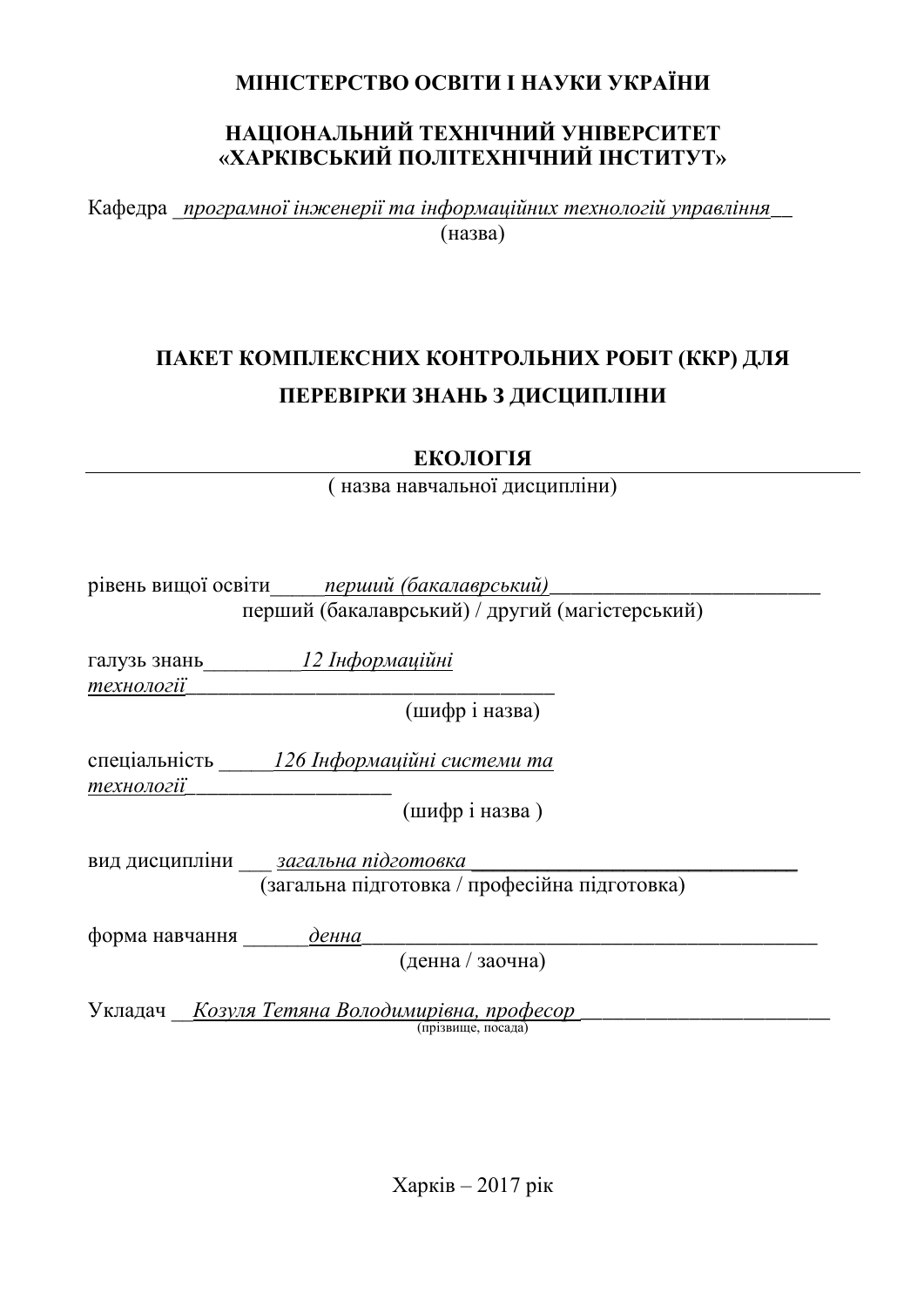**МІНІСТЕРСТВО ОСВІТИ І НАУКИ УКРАЇНИ**

**НАЦІОНАЛЬНИЙ ТЕХНІЧНИЙ УНІВЕРСИТЕТ «ХАРКІВСЬКИЙ ПОЛІТЕХНІЧНИЙ ІНСТИТУТ»**

Кафедра *програмної інженерії та інформаційних технологій управління*
(назва)

# ПАКЕТ КОМПЛЕКСНИХ КОНТРОЛЬНИХ РОБІТ (ККР) ДЛЯ ПЕРЕВІРКИ ЗНАНЬ З ДИСЦИПЛІНИ

## ЕКОЛОГІЯ

( назва навчальної дисципліни)

рівень вищої освіти *перший (бакалаврський)*
перший (бакалаврський) / другий (магістерський)

галузь знань *12 Інформаційні технології*
(шифр і назва)

спеціальність *126 Інформаційні системи та технології*
(шифр і назва )

вид дисципліни *загальна підготовка*
(загальна підготовка / професійна підготовка)

форма навчання *денна*
(денна / заочна)

Укладач *Козуля Тетяна Володимирівна, професор*
(прізвище, посада)

Харків – 2017 рік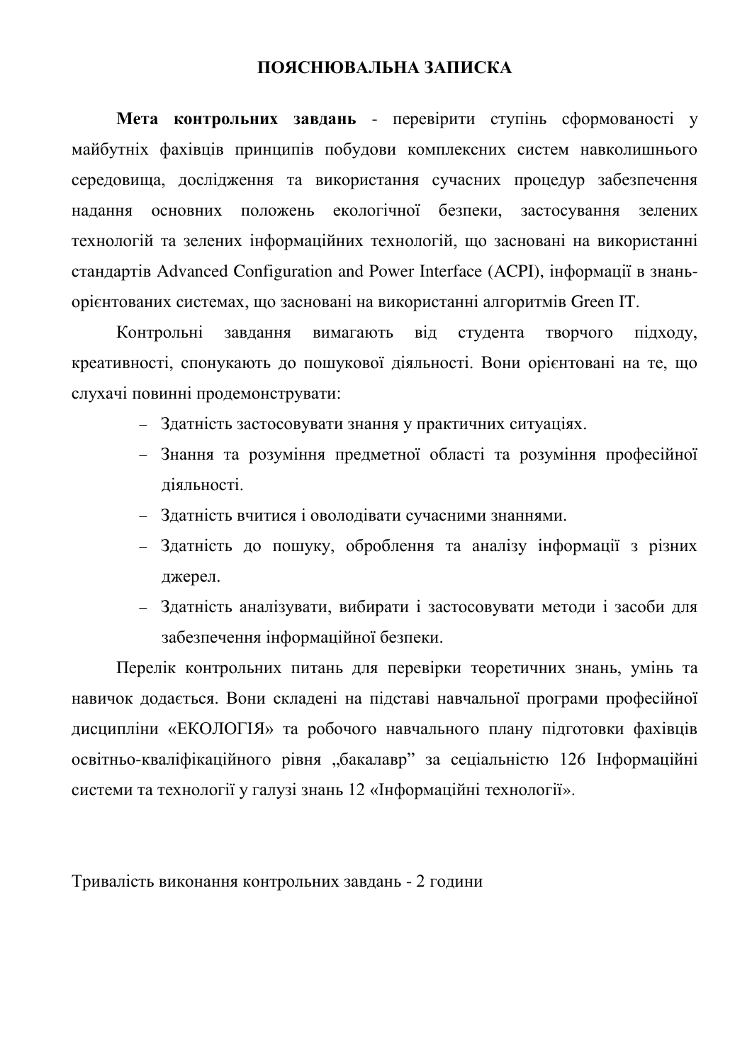# ПОЯСНЮВАЛЬНА ЗАПИСКА

**Мета контрольних завдань** - перевірити ступінь сформованості у майбутніх фахівців принципів побудови комплексних систем навколишнього середовища, дослідження та використання сучасних процедур забезпечення надання основних положень екологічної безпеки, застосування зелених технологій та зелених інформаційних технологій, що засновані на використанні стандартів Advanced Configuration and Power Interface (ACPI), інформації в знань-орієнтованих системах, що засновані на використанні алгоритмів Green IT.

Контрольні завдання вимагають від студента творчого підходу, креативності, спонукають до пошукової діяльності. Вони орієнтовані на те, що слухачі повинні продемонструвати:

- Здатність застосовувати знання у практичних ситуаціях.
- Знання та розуміння предметної області та розуміння професійної діяльності.
- Здатність вчитися і оволодівати сучасними знаннями.
- Здатність до пошуку, оброблення та аналізу інформації з різних джерел.
- Здатність аналізувати, вибирати і застосовувати методи і засоби для забезпечення інформаційної безпеки.

Перелік контрольних питань для перевірки теоретичних знань, умінь та навичок додається. Вони складені на підставі навчальної програми професійної дисципліни «ЕКОЛОГІЯ» та робочого навчального плану підготовки фахівців освітньо-кваліфікаційного рівня „бакалавр" за сеціальністю 126 Інформаційні системи та технології у галузі знань 12 «Інформаційні технології».

Тривалість виконання контрольних завдань - 2 години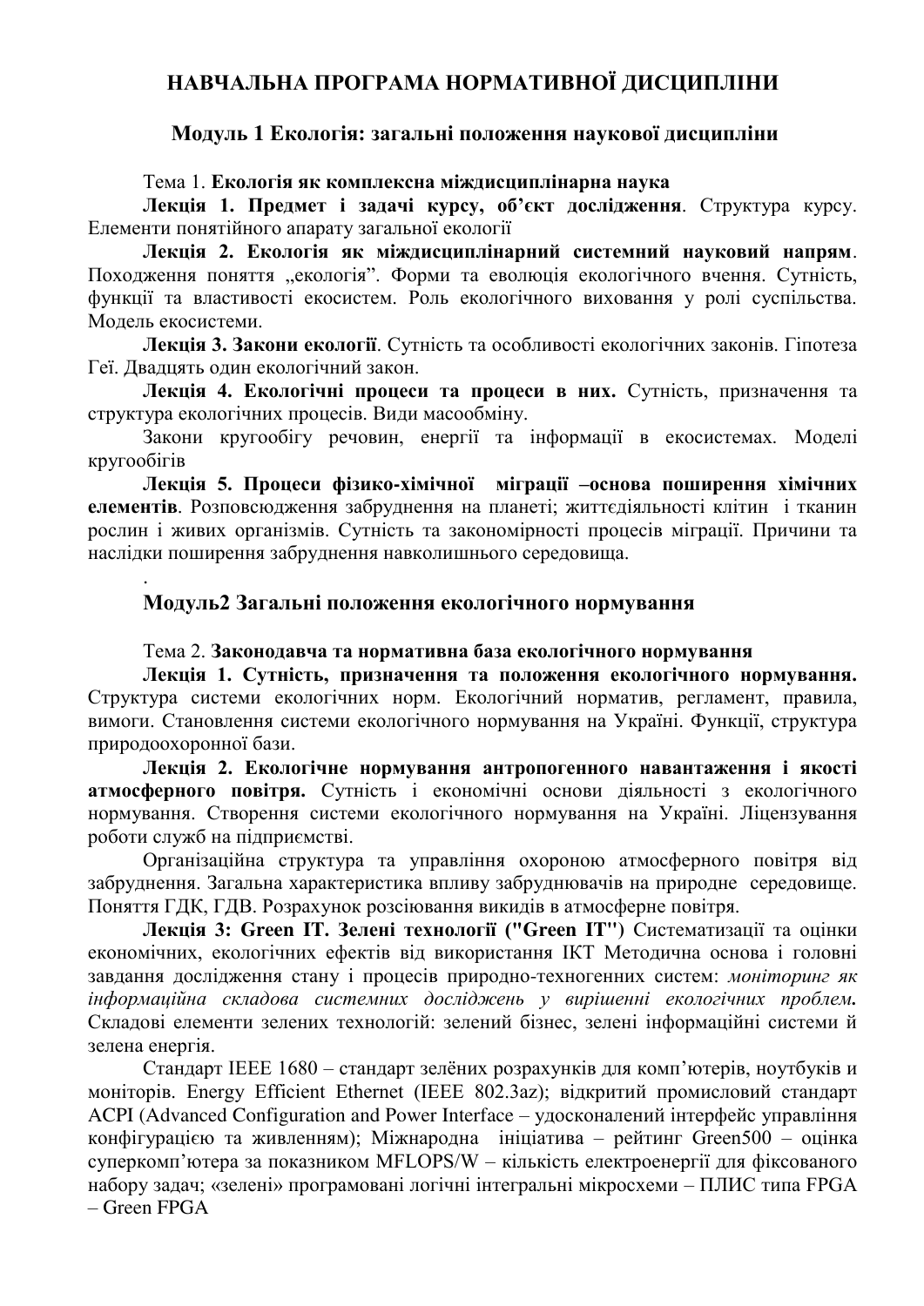# НАВЧАЛЬНА ПРОГРАМА НОРМАТИВНОЇ ДИСЦИПЛІНИ

## Модуль 1 Екологія: загальні положення наукової дисципліни

Тема 1. **Екологія як комплексна міждисциплінарна наука**

**Лекція 1. Предмет і задачі курсу, об'єкт дослідження**. Структура курсу. Елементи понятійного апарату загальної екології

**Лекція 2. Екологія як міждисциплінарний системний науковий напрям**. Походження поняття „екологія". Форми та еволюція екологічного вчення. Сутність, функції та властивості екосистем. Роль екологічного виховання у ролі суспільства. Модель екосистеми.

**Лекція 3. Закони екології**. Сутність та особливості екологічних законів. Гіпотеза Геї. Двадцять один екологічний закон.

**Лекція 4. Екологічні процеси та процеси в них.** Сутність, призначення та структура екологічних процесів. Види масообміну.

Закони кругообігу речовин, енергії та інформації в екосистемах. Моделі кругообігів

**Лекція 5. Процеси фізико-хімічної міграції –основа поширення хімічних елементів**. Розповсюдження забруднення на планеті; життєдіяльності клітин і тканин рослин і живих організмів. Сутність та закономірності процесів міграції. Причини та наслідки поширення забруднення навколишнього середовища.

.

## Модуль2 Загальні положення екологічного нормування

Тема 2. **Законодавча та нормативна база екологічного нормування**

**Лекція 1. Сутність, призначення та положення екологічного нормування.** Структура системи екологічних норм. Екологічний норматив, регламент, правила, вимоги. Становлення системи екологічного нормування на Україні. Функції, структура природоохоронної бази.

**Лекція 2. Екологічне нормування антропогенного навантаження і якості атмосферного повітря.** Сутність і економічні основи діяльності з екологічного нормування. Створення системи екологічного нормування на Україні. Ліцензування роботи служб на підприємстві.

Організаційна структура та управління охороною атмосферного повітря від забруднення. Загальна характеристика впливу забруднювачів на природне середовище. Поняття ГДК, ГДВ. Розрахунок розсіювання викидів в атмосферне повітря.

**Лекція 3: Green IT. Зелені технології ("Green IT")** Систематизації та оцінки економічних, екологічних ефектів від використання ІКТ Методична основа і головні завдання дослідження стану і процесів природно-техногенних систем: *моніторинг як інформаційна складова системних досліджень у вирішенні екологічних проблем.* Складові елементи зелених технологій: зелений бізнес, зелені інформаційні системи й зелена енергія.

Стандарт IEEE 1680 – стандарт зелёних розрахунків для комп'ютерів, ноутбуків и моніторів. Energy Efficient Ethernet (IEEE 802.3az); відкритий промисловий стандарт ACPI (Advanced Configuration and Power Interface – удосконалений інтерфейс управління конфігурацією та живленням); Міжнародна ініціатива – рейтинг Green500 – оцінка суперкомп'ютера за показником MFLOPS/W – кількість електроенергії для фіксованого набору задач; «зелені» програмовані логічні інтегральні мікросхеми – ПЛИС типа FPGA – Green FPGA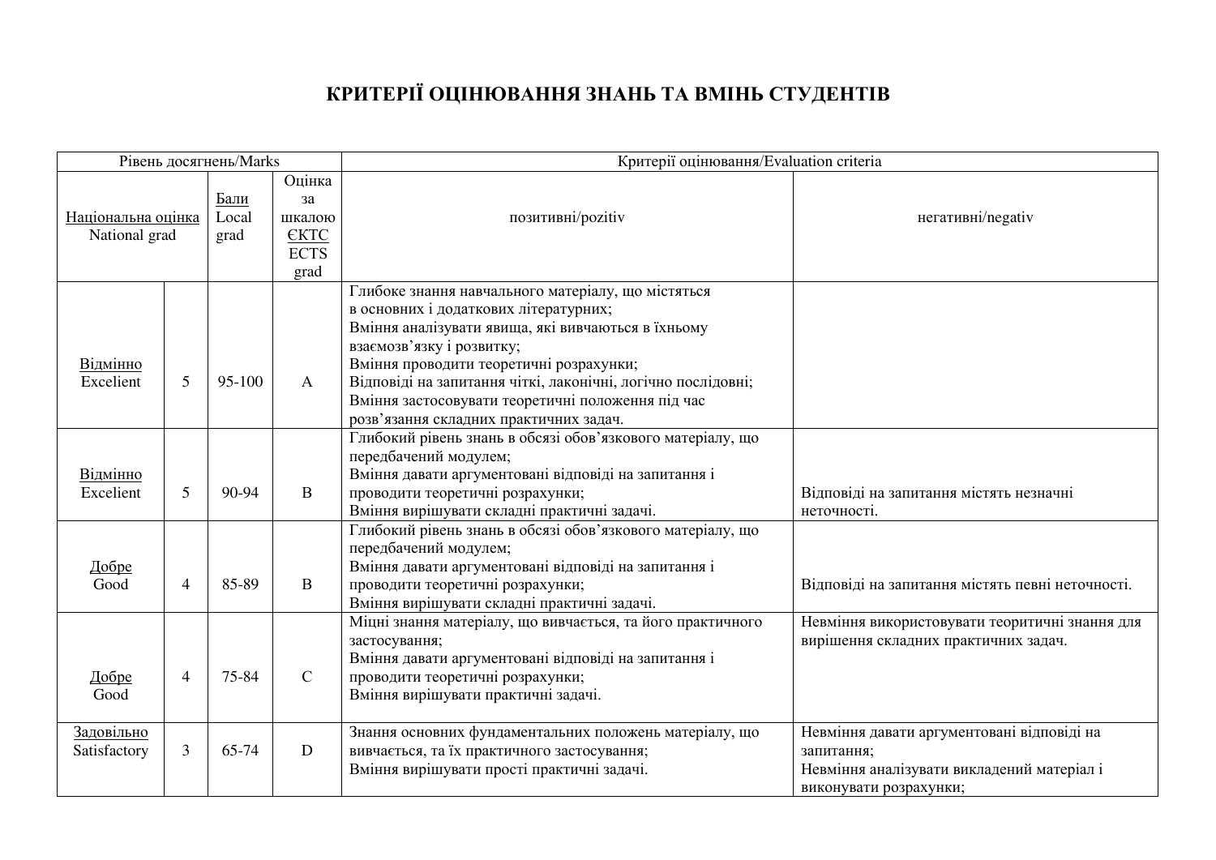# КРИТЕРІЇ ОЦІНЮВАННЯ ЗНАНЬ ТА ВМІНЬ СТУДЕНТІВ

| Рівень досягнень/Marks | | | | Критерії оцінювання/Evaluation criteria | |
|---|---|---|---|---|---|
| Національна оцінка National grad | | Бали Local grad | Оцінка за шкалою ЄКТС ECTS grad | позитивні/pozitiv | негативні/negativ |
| Відмінно Excelient | 5 | 95-100 | A | Глибоке знання навчального матеріалу, що містяться в основних і додаткових літературних; Вміння аналізувати явища, які вивчаються в їхньому взаємозв'язку і розвитку; Вміння проводити теоретичні розрахунки; Відповіді на запитання чіткі, лаконічні, логічно послідовні; Вміння застосовувати теоретичні положення під час розв'язання складних практичних задач. | |
| Відмінно Excelient | 5 | 90-94 | B | Глибокий рівень знань в обсязі обов'язкового матеріалу, що передбачений модулем; Вміння давати аргументовані відповіді на запитання і проводити теоретичні розрахунки; Вміння вирішувати складні практичні задачі. | Відповіді на запитання містять незначні неточності. |
| Добре Good | 4 | 85-89 | B | Глибокий рівень знань в обсязі обов'язкового матеріалу, що передбачений модулем; Вміння давати аргументовані відповіді на запитання і проводити теоретичні розрахунки; Вміння вирішувати складні практичні задачі. | Відповіді на запитання містять певні неточності. |
| Добре Good | 4 | 75-84 | C | Міцні знання матеріалу, що вивчається, та його практичного застосування; Вміння давати аргументовані відповіді на запитання і проводити теоретичні розрахунки; Вміння вирішувати практичні задачі. | Невміння використовувати теоритичні знання для вирішення складних практичних задач. |
| Задовільно Satisfactory | 3 | 65-74 | D | Знання основних фундаментальних положень матеріалу, що вивчається, та їх практичного застосування; Вміння вирішувати прості практичні задачі. | Невміння давати аргументовані відповіді на запитання; Невміння аналізувати викладений матеріал і виконувати розрахунки; |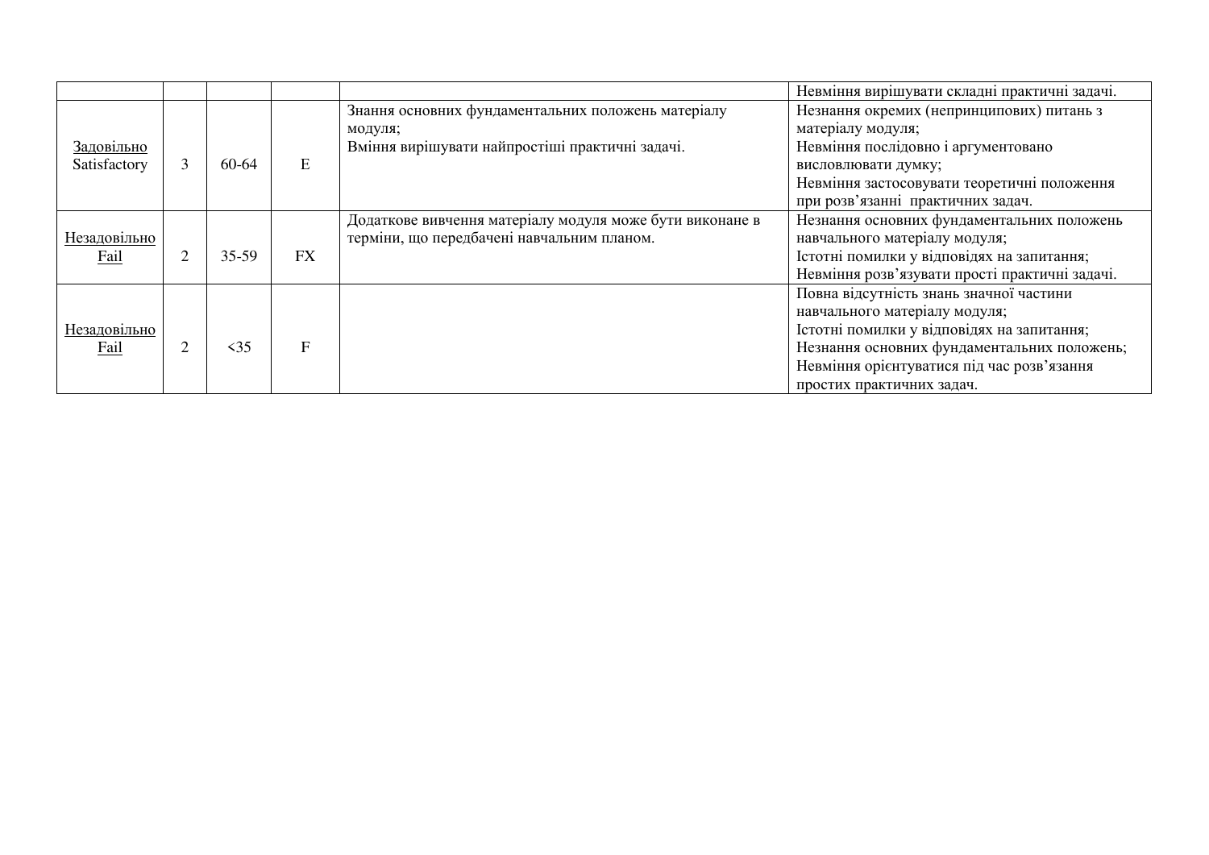| | | | | | |
|---|---|---|---|---|---|
| | | | | | Невміння вирішувати складні практичні задачі. |
| Задовільно Satisfactory | 3 | 60-64 | E | Знання основних фундаментальних положень матеріалу модуля; Вміння вирішувати найпростіші практичні задачі. | Незнання окремих (непринципових) питань з матеріалу модуля; Невміння послідовно і аргументовано висловлювати думку; Невміння застосовувати теоретичні положення при розв'язанні практичних задач. |
| Незадовільно Fail | 2 | 35-59 | FX | Додаткове вивчення матеріалу модуля може бути виконане в терміни, що передбачені навчальним планом. | Незнання основних фундаментальних положень навчального матеріалу модуля; Істотні помилки у відповідях на запитання; Невміння розв'язувати прості практичні задачі. |
| Незадовільно Fail | 2 | <35 | F | | Повна відсутність знань значної частини навчального матеріалу модуля; Істотні помилки у відповідях на запитання; Незнання основних фундаментальних положень; Невміння орієнтуватися під час розв'язання простих практичних задач. |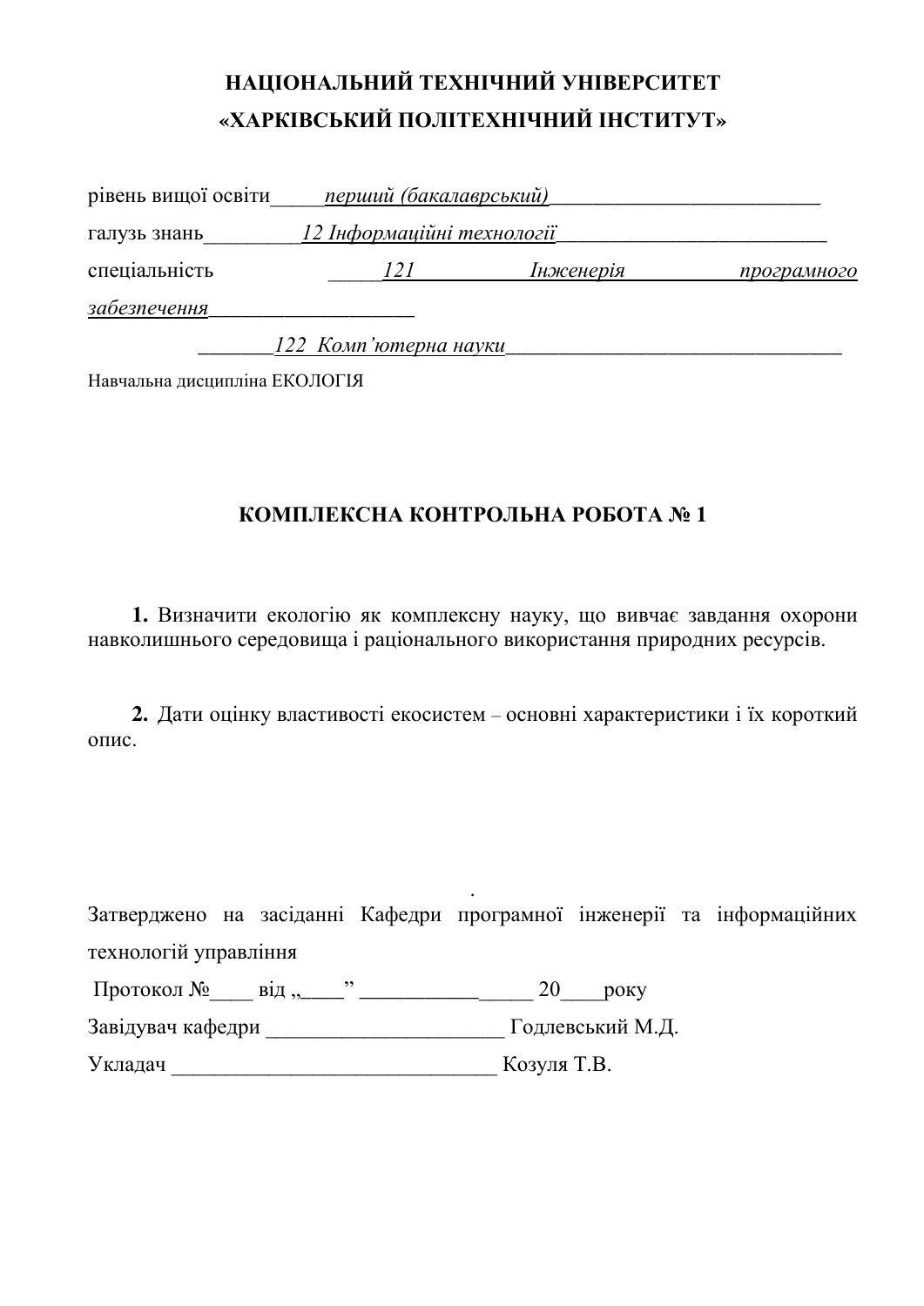**НАЦІОНАЛЬНИЙ ТЕХНІЧНИЙ УНІВЕРСИТЕТ**
**«ХАРКІВСЬКИЙ ПОЛІТЕХНІЧНИЙ ІНСТИТУТ»**

рівень вищої освіти_____*перший (бакалаврський)*_________________________

галузь знань_________*12 Інформаційні технології*_________________________

спеціальність _____*121 Інженерія програмного забезпечення*___________________

_______*122 Комп'ютерна науки*________________________________

Навчальна дисципліна ЕКОЛОГІЯ

## КОМПЛЕКСНА КОНТРОЛЬНА РОБОТА № 1

**1.** Визначити екологію як комплексну науку, що вивчає завдання охорони навколишнього середовища і раціонального використання природних ресурсів.

**2.** Дати оцінку властивості екосистем – основні характеристики і їх короткий опис.

Затверджено на засіданні Кафедри програмної інженерії та інформаційних технологій управління

Протокол №____ від „____" ________________ 20____року

Завідувач кафедри ______________________ Годлевський М.Д.

Укладач ______________________________ Козуля Т.В.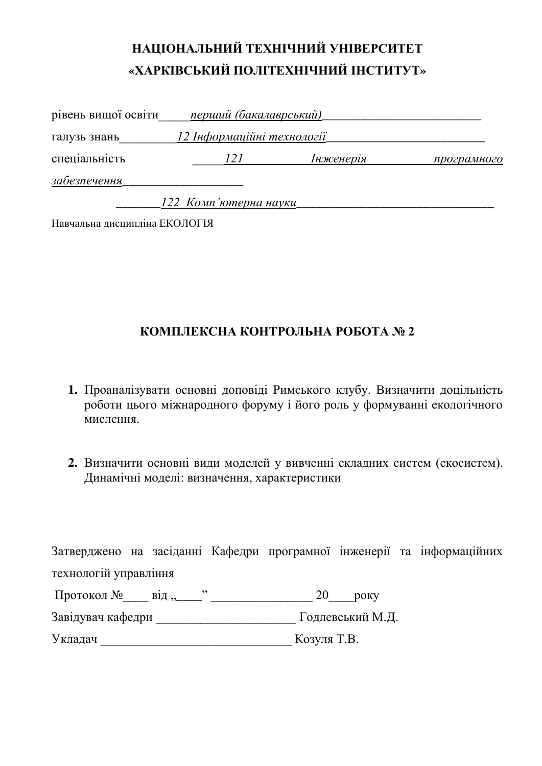**НАЦІОНАЛЬНИЙ ТЕХНІЧНИЙ УНІВЕРСИТЕТ**
**«ХАРКІВСЬКИЙ ПОЛІТЕХНІЧНИЙ ІНСТИТУТ»**

рівень вищої освіти_____*перший (бакалаврський)*_________________________

галузь знань_________*12 Інформаційні технології*_________________________

спеціальність _____*121 Інженерія програмного забезпечення*___________________

_______*122 Комп'ютерна науки*________________________________

Навчальна дисципліна ЕКОЛОГІЯ

## КОМПЛЕКСНА КОНТРОЛЬНА РОБОТА № 2

1. Проаналізувати основні доповіді Римського клубу. Визначити доцільність роботи цього міжнародного форуму і його роль у формуванні екологічного мислення.

2. Визначити основні види моделей у вивченні складних систем (екосистем). Динамічні моделі: визначення, характеристики

Затверджено на засіданні Кафедри програмної інженерії та інформаційних технологій управління

Протокол №____ від „____" ________________ 20____року

Завідувач кафедри ______________________ Годлевський М.Д.

Укладач ______________________________ Козуля Т.В.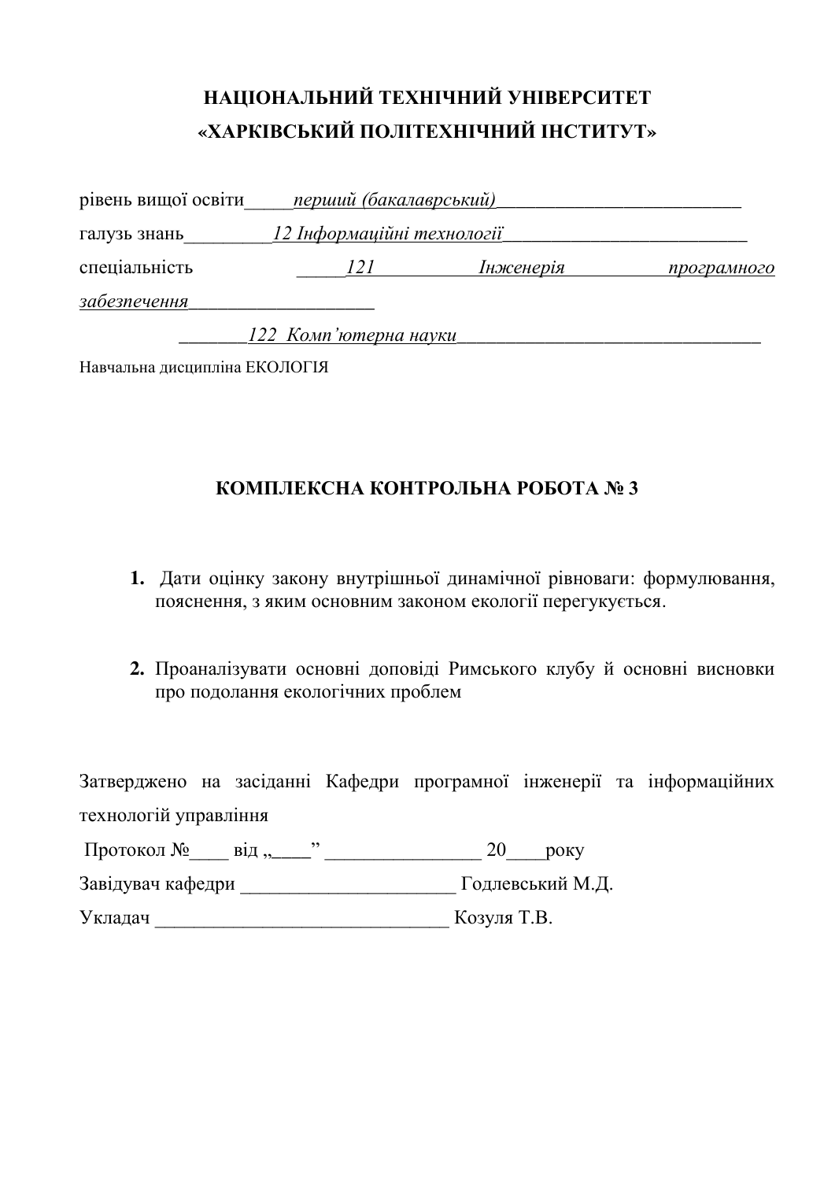**НАЦІОНАЛЬНИЙ ТЕХНІЧНИЙ УНІВЕРСИТЕТ**
**«ХАРКІВСЬКИЙ ПОЛІТЕХНІЧНИЙ ІНСТИТУТ»**

рівень вищої освіти_____*перший (бакалаврський)*_________________________

галузь знань_________*12 Інформаційні технології*_________________________

спеціальність _____*121 Інженерія програмного забезпечення*___________________

_______*122 Комп'ютерна науки*________________________________

Навчальна дисципліна ЕКОЛОГІЯ

## КОМПЛЕКСНА КОНТРОЛЬНА РОБОТА № 3

1. Дати оцінку закону внутрішньої динамічної рівноваги: формулювання, пояснення, з яким основним законом екології перегукується.

2. Проаналізувати основні доповіді Римського клубу й основні висновки про подолання екологічних проблем

Затверджено на засіданні Кафедри програмної інженерії та інформаційних технологій управління

Протокол №____ від „____" ________________ 20____року

Завідувач кафедри ______________________ Годлевський М.Д.

Укладач _______________________________ Козуля Т.В.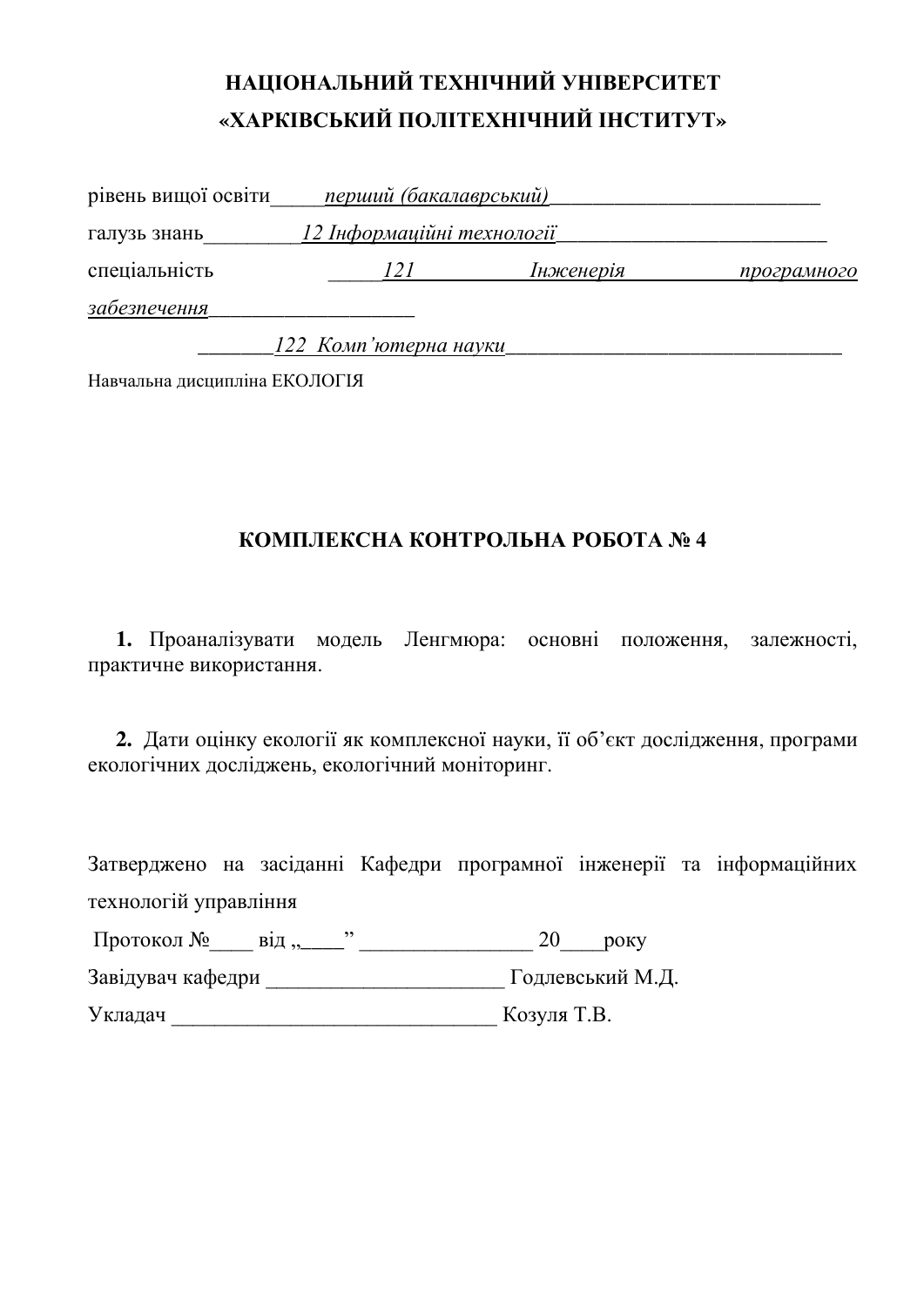**НАЦІОНАЛЬНИЙ ТЕХНІЧНИЙ УНІВЕРСИТЕТ**
**«ХАРКІВСЬКИЙ ПОЛІТЕХНІЧНИЙ ІНСТИТУТ»**

рівень вищої освіти_____*перший (бакалаврський)*_________________________

галузь знань_________*12 Інформаційні технології*_________________________

спеціальність _____*121 Інженерія програмного забезпечення*___________________

_______*122 Комп'ютерна науки*_______________________________

Навчальна дисципліна ЕКОЛОГІЯ

**КОМПЛЕКСНА КОНТРОЛЬНА РОБОТА № 4**

**1.** Проаналізувати модель Ленгмюра: основні положення, залежності, практичне використання.

**2.** Дати оцінку екології як комплексної науки, її об'єкт дослідження, програми екологічних досліджень, екологічний моніторинг.

Затверджено на засіданні Кафедри програмної інженерії та інформаційних технологій управління

Протокол №____ від „____" ________________ 20____року

Завідувач кафедри ______________________ Годлевський М.Д.

Укладач _______________________________ Козуля Т.В.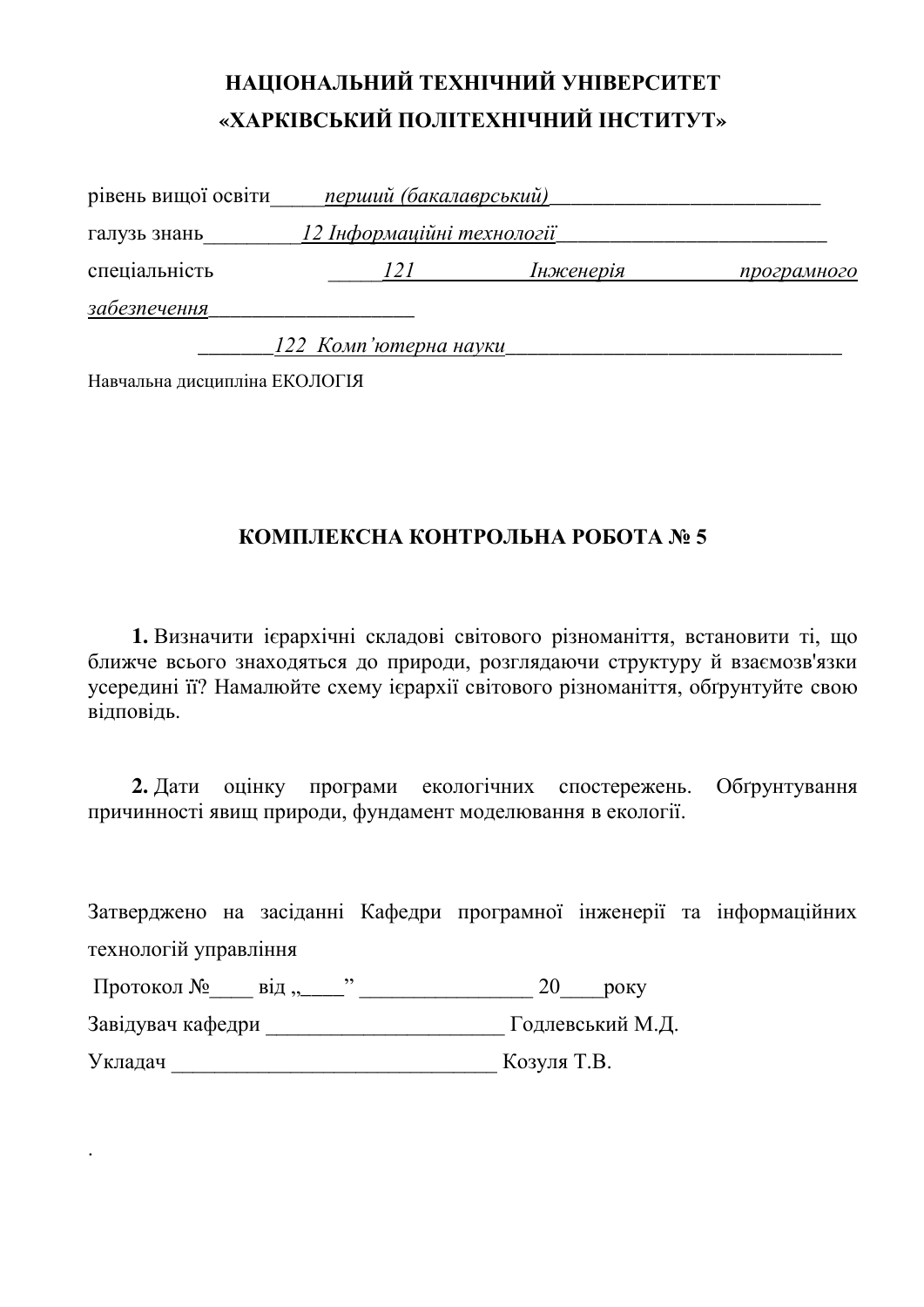**НАЦІОНАЛЬНИЙ ТЕХНІЧНИЙ УНІВЕРСИТЕТ**
**«ХАРКІВСЬКИЙ ПОЛІТЕХНІЧНИЙ ІНСТИТУТ»**

рівень вищої освіти_____*перший (бакалаврський)*_________________________

галузь знань_________*12 Інформаційні технології*_________________________

спеціальність _____*121 Інженерія програмного забезпечення*___________________

_______*122 Комп'ютерна науки*________________________________

Навчальна дисципліна ЕКОЛОГІЯ

## КОМПЛЕКСНА КОНТРОЛЬНА РОБОТА № 5

**1.** Визначити ієрархічні складові світового різноманіття, встановити ті, що ближче всього знаходяться до природи, розглядаючи структуру й взаємозв'язки усередині її? Намалюйте схему ієрархії світового різноманіття, обгрунтуйте свою відповідь.

**2.** Дати оцінку програми екологічних спостережень. Обґрунтування причинності явищ природи, фундамент моделювання в екології.

Затверджено на засіданні Кафедри програмної інженерії та інформаційних технологій управління

Протокол №____ від „____" ________________ 20____року

Завідувач кафедри ______________________ Годлевський М.Д.

Укладач _______________________________ Козуля Т.В.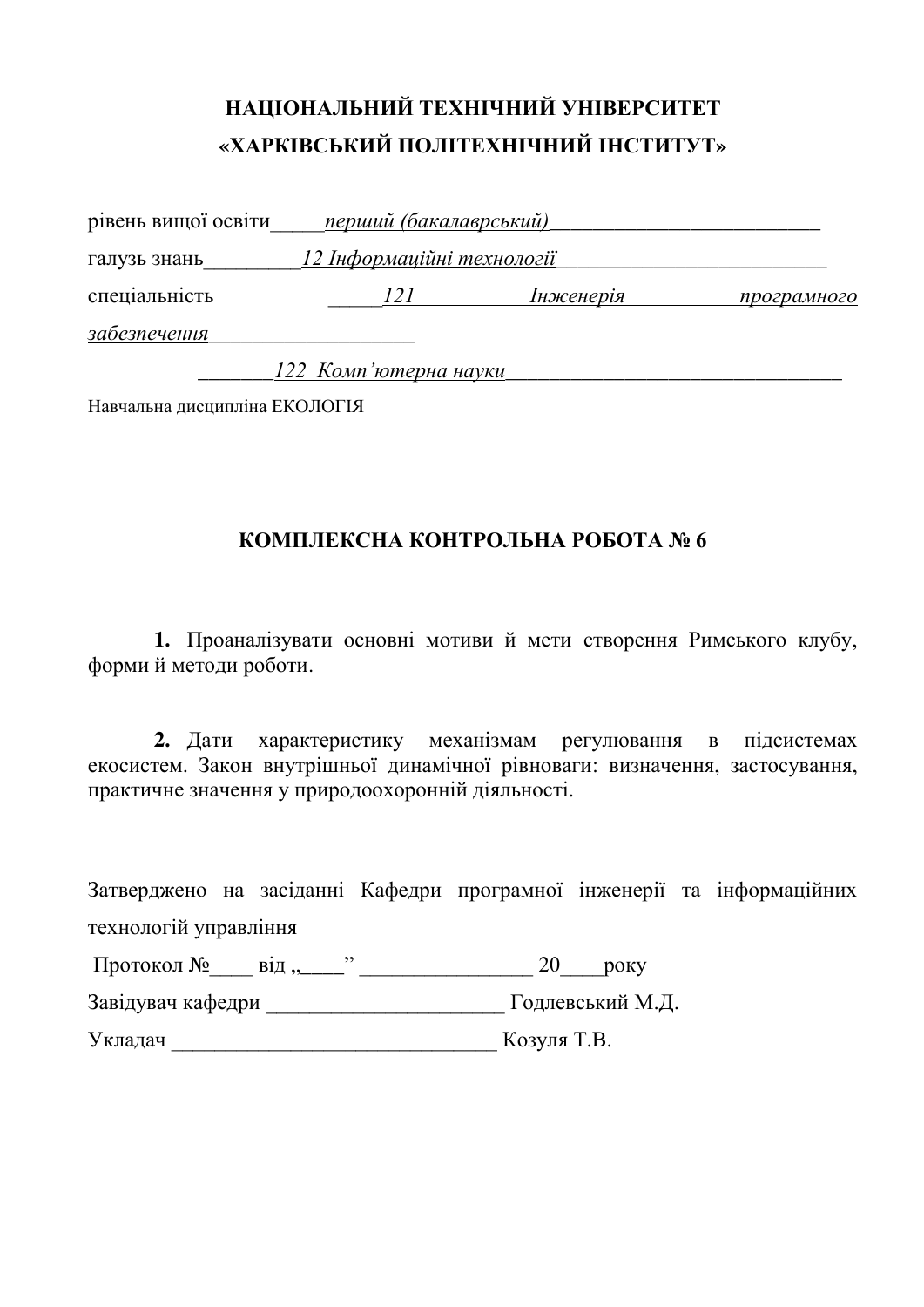**НАЦІОНАЛЬНИЙ ТЕХНІЧНИЙ УНІВЕРСИТЕТ**
**«ХАРКІВСЬКИЙ ПОЛІТЕХНІЧНИЙ ІНСТИТУТ»**

рівень вищої освіти_____*перший (бакалаврський)*_________________________

галузь знань_________*12 Інформаційні технології*_________________________

спеціальність _____*121 Інженерія програмного забезпечення*___________________

_______*122 Комп'ютерна науки*_______________________________

Навчальна дисципліна ЕКОЛОГІЯ

**КОМПЛЕКСНА КОНТРОЛЬНА РОБОТА № 6**

**1.** Проаналізувати основні мотиви й мети створення Римського клубу, форми й методи роботи.

**2.** Дати характеристику механізмам регулювання в підсистемах екосистем. Закон внутрішньої динамічної рівноваги: визначення, застосування, практичне значення у природоохоронній діяльності.

Затверджено на засіданні Кафедри програмної інженерії та інформаційних технологій управління

Протокол №____ від „____" ________________ 20____року

Завідувач кафедри ______________________ Годлевський М.Д.

Укладач _______________________________ Козуля Т.В.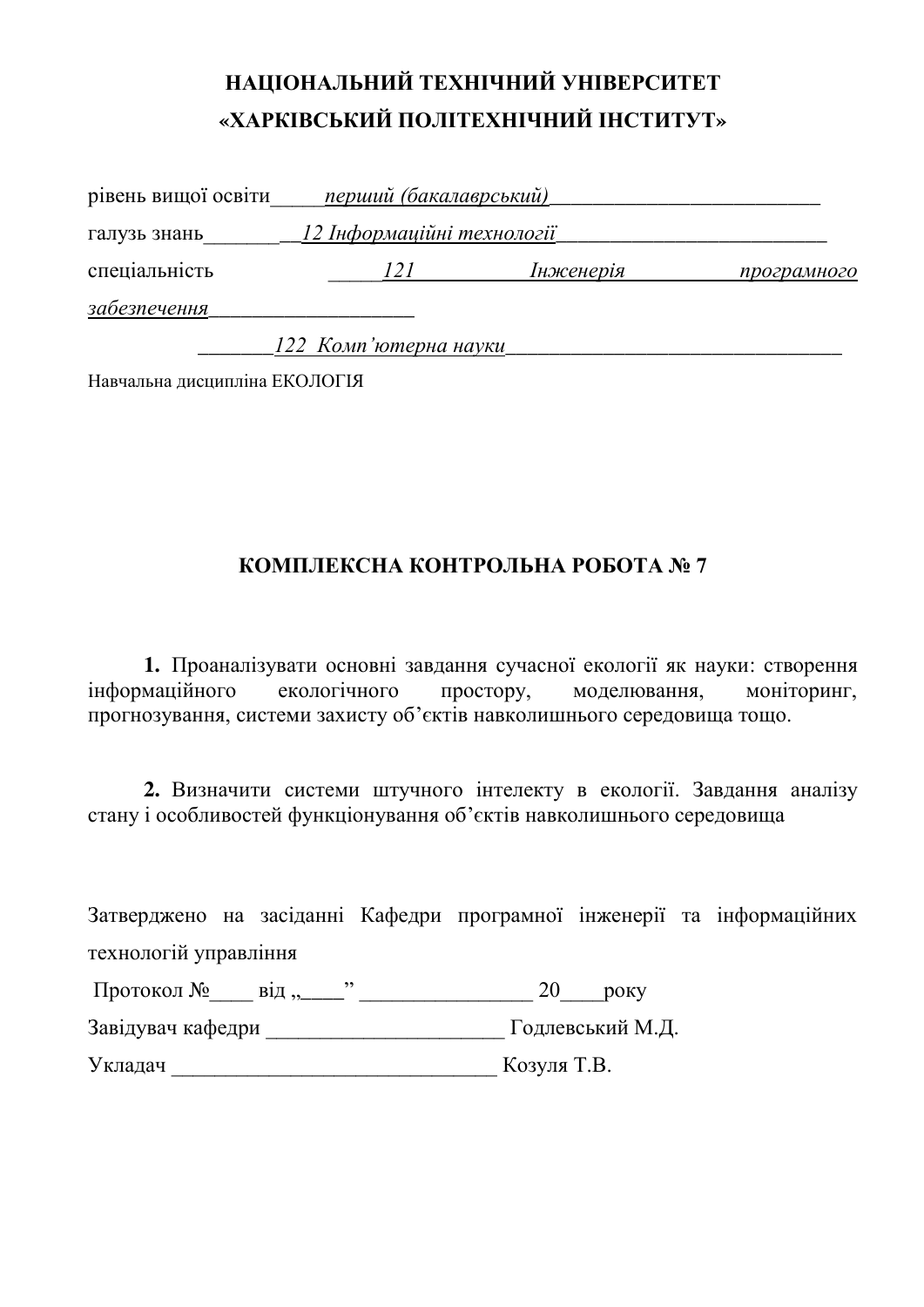# НАЦІОНАЛЬНИЙ ТЕХНІЧНИЙ УНІВЕРСИТЕТ
# «ХАРКІВСЬКИЙ ПОЛІТЕХНІЧНИЙ ІНСТИТУТ»

рівень вищої освіти_____*перший (бакалаврський)*_________________________

галузь знань_______ __*12 Інформаційні технології*_________________________

спеціальність _____*121 Інженерія програмного забезпечення*___________________

_______*122 Комп'ютерна науки*________________________________

Навчальна дисципліна ЕКОЛОГІЯ

## КОМПЛЕКСНА КОНТРОЛЬНА РОБОТА № 7

**1.** Проаналізувати основні завдання сучасної екології як науки: створення інформаційного екологічного простору, моделювання, моніторинг, прогнозування, системи захисту об'єктів навколишнього середовища тощо.

**2.** Визначити системи штучного інтелекту в екології. Завдання аналізу стану і особливостей функціонування об'єктів навколишнього середовища

Затверджено на засіданні Кафедри програмної інженерії та інформаційних технологій управління

Протокол №____ від „____" ________________ 20____року

Завідувач кафедри ______________________ Годлевський М.Д.

Укладач ______________________________ Козуля Т.В.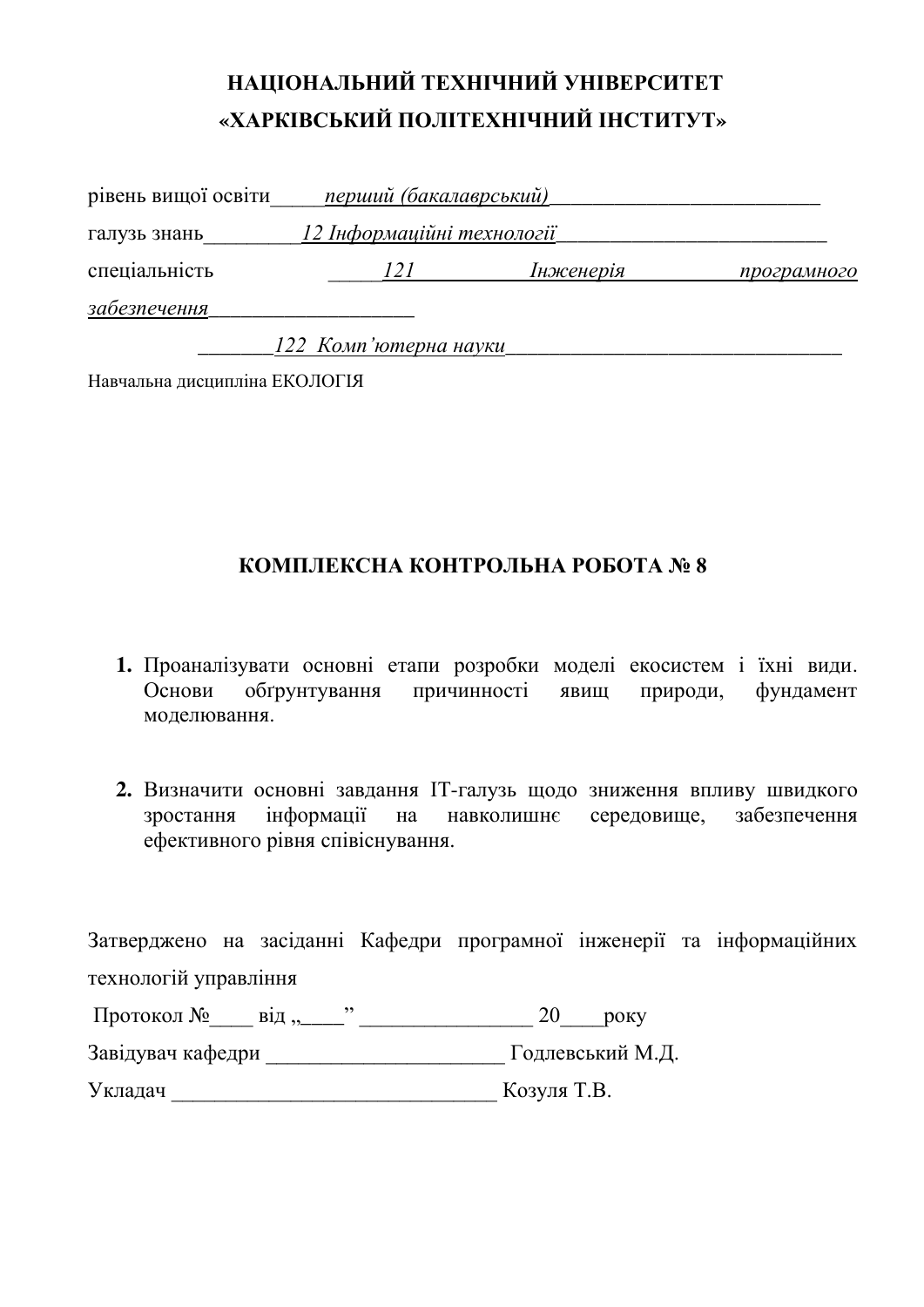**НАЦІОНАЛЬНИЙ ТЕХНІЧНИЙ УНІВЕРСИТЕТ**
**«ХАРКІВСЬКИЙ ПОЛІТЕХНІЧНИЙ ІНСТИТУТ»**

рівень вищої освіти_____*перший (бакалаврський)*_________________________

галузь знань_________*12 Інформаційні технології*_________________________

спеціальність _____*121 Інженерія програмного забезпечення*___________________

_______*122 Комп'ютерна науки*________________________________

Навчальна дисципліна ЕКОЛОГІЯ

## КОМПЛЕКСНА КОНТРОЛЬНА РОБОТА № 8

1. Проаналізувати основні етапи розробки моделі екосистем і їхні види. Основи обґрунтування причинності явищ природи, фундамент моделювання.

2. Визначити основні завдання ІТ-галузь щодо зниження впливу швидкого зростання інформації на навколишнє середовище, забезпечення ефективного рівня співіснування.

Затверджено на засіданні Кафедри програмної інженерії та інформаційних технологій управління

Протокол №____ від „____" ________________ 20____року

Завідувач кафедри ______________________ Годлевський М.Д.

Укладач ______________________________ Козуля Т.В.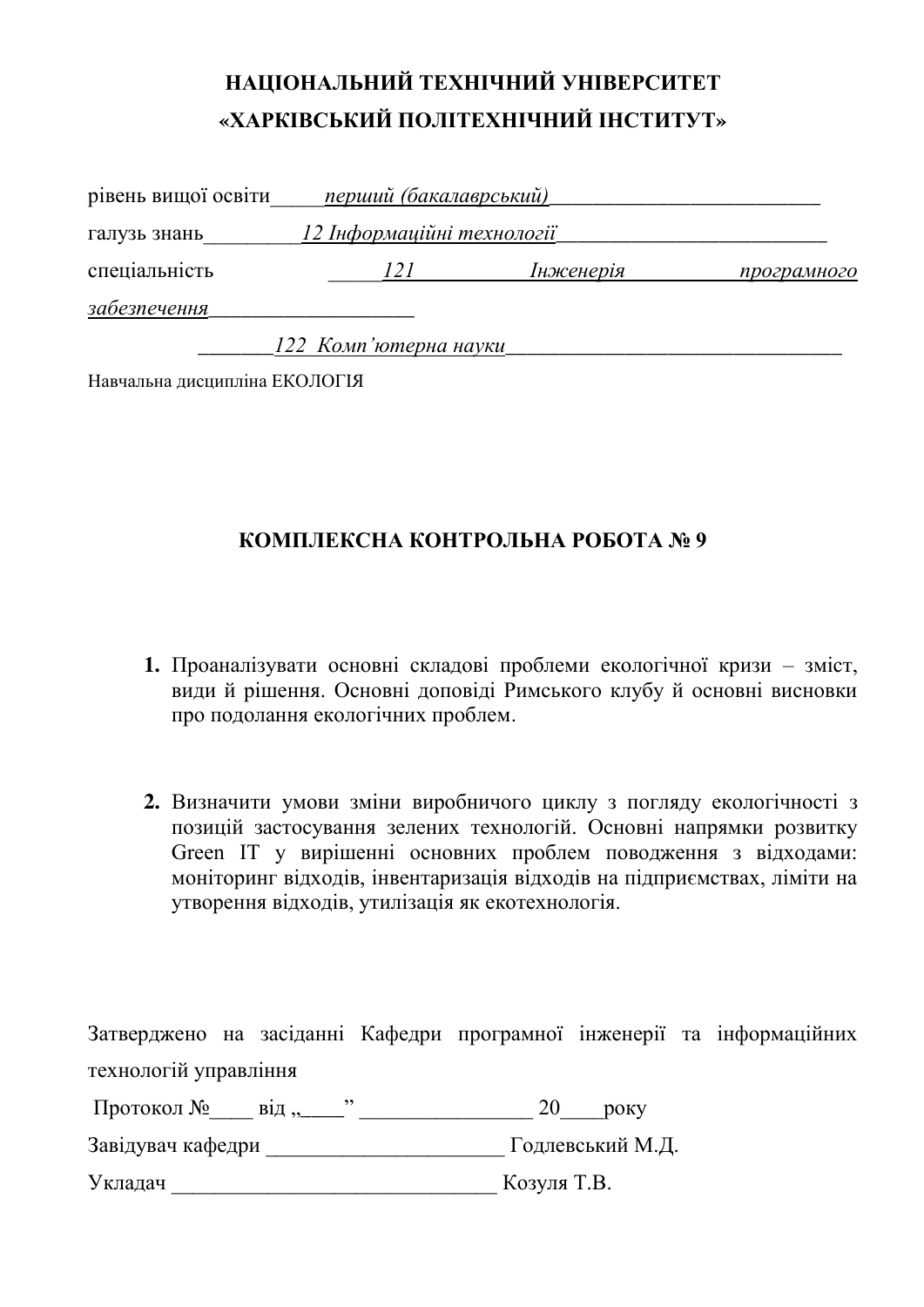**НАЦІОНАЛЬНИЙ ТЕХНІЧНИЙ УНІВЕРСИТЕТ**
**«ХАРКІВСЬКИЙ ПОЛІТЕХНІЧНИЙ ІНСТИТУТ»**

рівень вищої освіти_____*перший (бакалаврський)*_________________________

галузь знань_________*12 Інформаційні технології*_________________________

спеціальність _____*121 Інженерія програмного забезпечення*___________________

_______*122 Комп'ютерна науки*________________________________

Навчальна дисципліна ЕКОЛОГІЯ

## КОМПЛЕКСНА КОНТРОЛЬНА РОБОТА № 9

1. Проаналізувати основні складові проблеми екологічної кризи – зміст, види й рішення. Основні доповіді Римського клубу й основні висновки про подолання екологічних проблем.

2. Визначити умови зміни виробничого циклу з погляду екологічності з позицій застосування зелених технологій. Основні напрямки розвитку Green IT у вирішенні основних проблем поводження з відходами: моніторинг відходів, інвентаризація відходів на підприємствах, ліміти на утворення відходів, утилізація як екотехнологія.

Затверджено на засіданні Кафедри програмної інженерії та інформаційних технологій управління

Протокол №____ від „____" _______________ 20____року

Завідувач кафедри _____________________ Годлевський М.Д.

Укладач _____________________________ Козуля Т.В.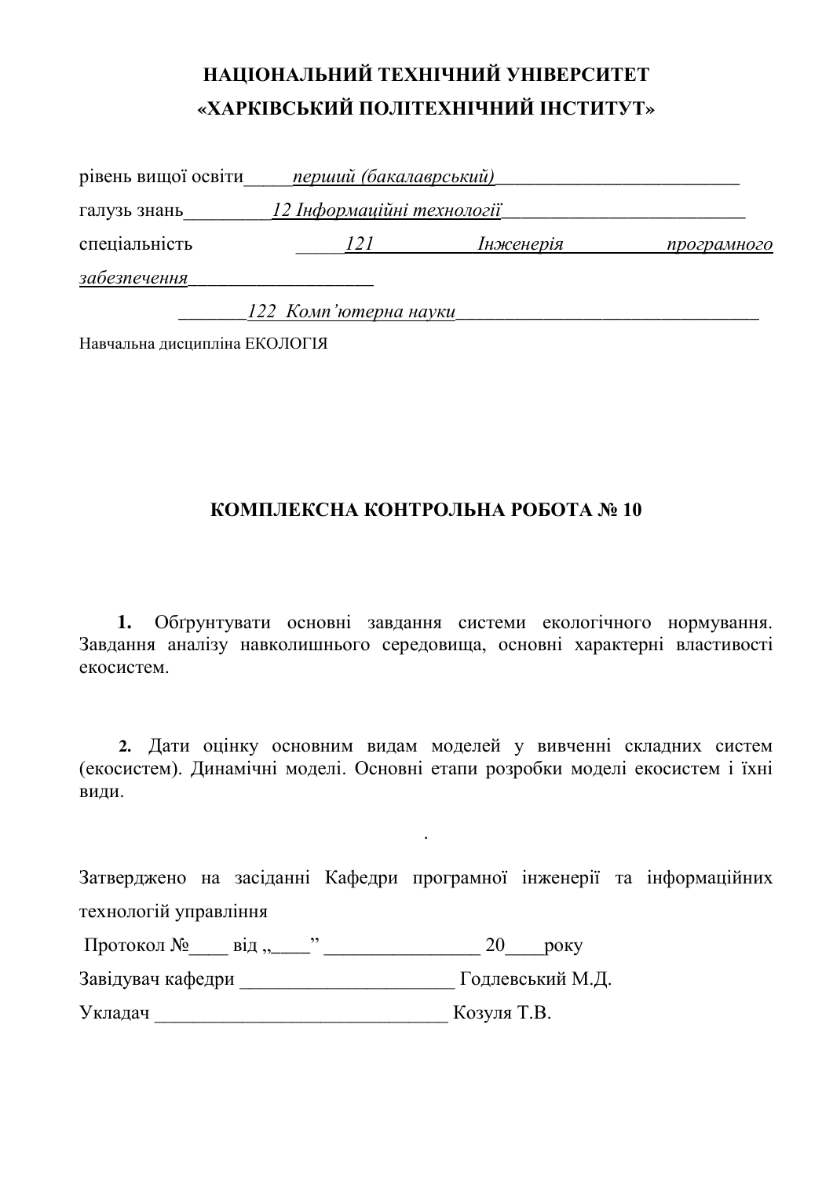**НАЦІОНАЛЬНИЙ ТЕХНІЧНИЙ УНІВЕРСИТЕТ**
**«ХАРКІВСЬКИЙ ПОЛІТЕХНІЧНИЙ ІНСТИТУТ»**

рівень вищої освіти_____*перший (бакалаврський)*_________________________

галузь знань_________*12 Інформаційні технології*_________________________

спеціальність _____*121 Інженерія програмного забезпечення*___________________

_______*122 Комп'ютерна науки*________________________________

Навчальна дисципліна ЕКОЛОГІЯ

## КОМПЛЕКСНА КОНТРОЛЬНА РОБОТА № 10

**1.** Обґрунтувати основні завдання системи екологічного нормування. Завдання аналізу навколишнього середовища, основні характерні властивості екосистем.

**2.** Дати оцінку основним видам моделей у вивченні складних систем (екосистем). Динамічні моделі. Основні етапи розробки моделі екосистем і їхні види.

.

Затверджено на засіданні Кафедри програмної інженерії та інформаційних технологій управління

Протокол №____ від „____” ________________ 20____року

Завідувач кафедри ______________________ Годлевський М.Д.

Укладач ______________________________ Козуля Т.В.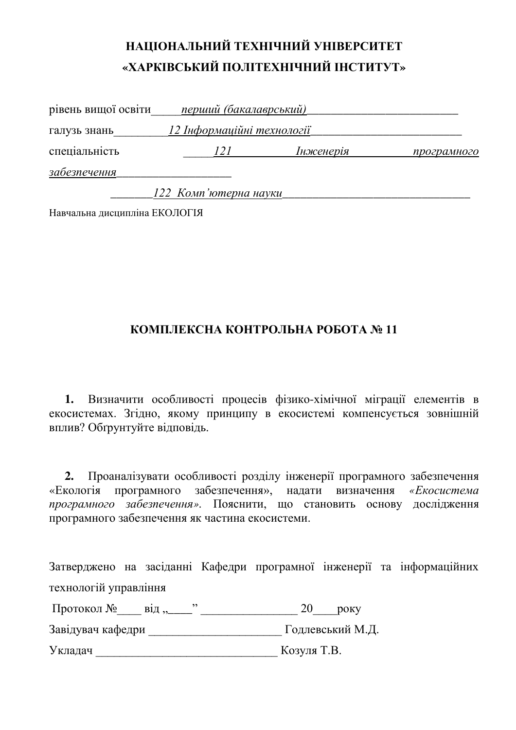**НАЦІОНАЛЬНИЙ ТЕХНІЧНИЙ УНІВЕРСИТЕТ**

**«ХАРКІВСЬКИЙ ПОЛІТЕХНІЧНИЙ ІНСТИТУТ»**

рівень вищої освіти_____*перший (бакалаврський)*_________________________

галузь знань_________*12 Інформаційні технології*_________________________

спеціальність _____*121 Інженерія програмного забезпечення*___________________

_______*122 Комп'ютерна науки*________________________________

Навчальна дисципліна ЕКОЛОГІЯ

**КОМПЛЕКСНА КОНТРОЛЬНА РОБОТА № 11**

**1.** Визначити особливості процесів фізико-хімічної міграції елементів в екосистемах. Згідно, якому принципу в екосистемі компенсується зовнішній вплив? Обґрунтуйте відповідь.

**2.** Проаналізувати особливості розділу інженерії програмного забезпечення «Екологія програмного забезпечення», надати визначення *«Екосистема програмного забезпечення»*. Пояснити, що становить основу дослідження програмного забезпечення як частина екосистеми.

Затверджено на засіданні Кафедри програмної інженерії та інформаційних технологій управління

Протокол №____ від „____" ________________ 20____року

Завідувач кафедри ______________________ Годлевський М.Д.

Укладач _______________________________ Козуля Т.В.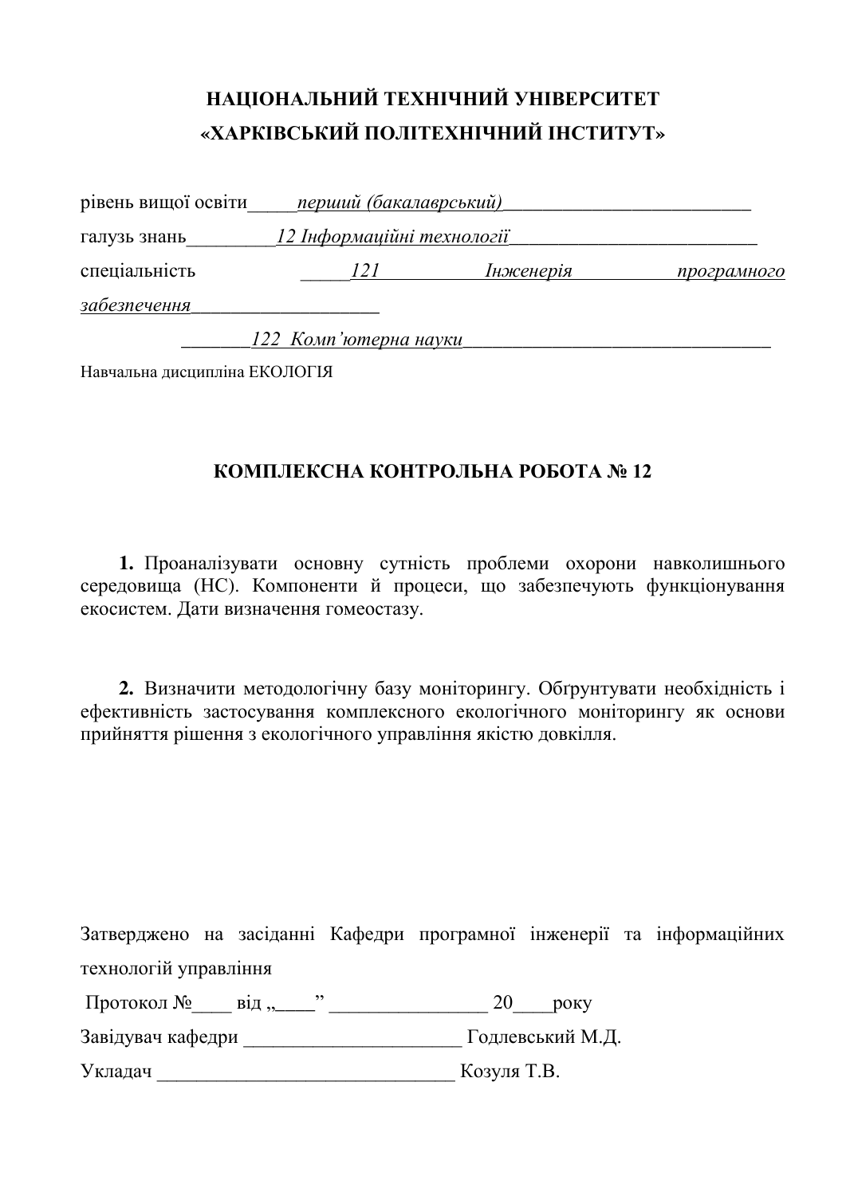**НАЦІОНАЛЬНИЙ ТЕХНІЧНИЙ УНІВЕРСИТЕТ**
**«ХАРКІВСЬКИЙ ПОЛІТЕХНІЧНИЙ ІНСТИТУТ»**

рівень вищої освіти_____*перший (бакалаврський)*_________________________

галузь знань_________*12 Інформаційні технології*_________________________

спеціальність _____*121 Інженерія програмного забезпечення*___________________

_______*122 Комп'ютерна науки*________________________________

Навчальна дисципліна ЕКОЛОГІЯ

## КОМПЛЕКСНА КОНТРОЛЬНА РОБОТА № 12

**1.** Проаналізувати основну сутність проблеми охорони навколишнього середовища (НС). Компоненти й процеси, що забезпечують функціонування екосистем. Дати визначення гомеостазу.

**2.** Визначити методологічну базу моніторингу. Обґрунтувати необхідність і ефективність застосування комплексного екологічного моніторингу як основи прийняття рішення з екологічного управління якістю довкілля.

Затверджено на засіданні Кафедри програмної інженерії та інформаційних технологій управління

Протокол №____ від „____" _______________ 20____року

Завідувач кафедри ______________________ Годлевський М.Д.

Укладач ______________________________ Козуля Т.В.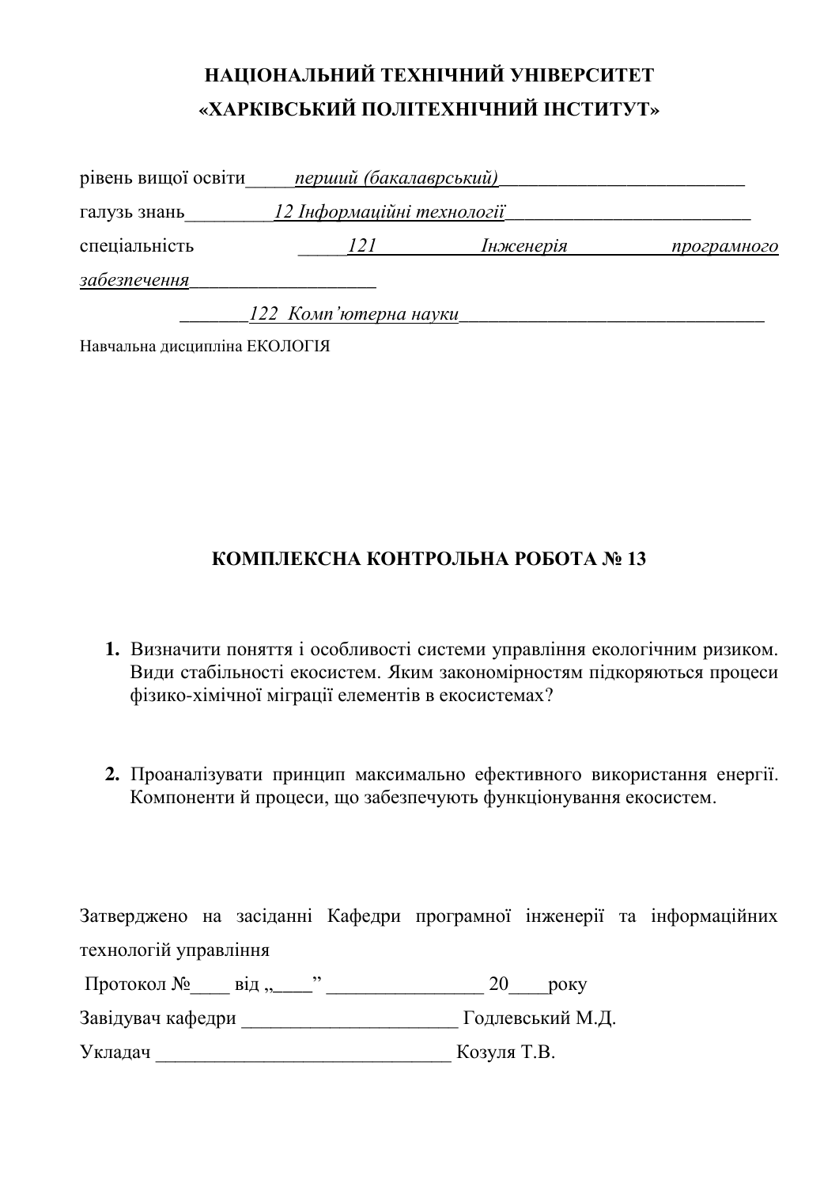**НАЦІОНАЛЬНИЙ ТЕХНІЧНИЙ УНІВЕРСИТЕТ**
**«ХАРКІВСЬКИЙ ПОЛІТЕХНІЧНИЙ ІНСТИТУТ»**

рівень вищої освіти_____*перший (бакалаврський)*_________________________

галузь знань_________*12 Інформаційні технології*_________________________

спеціальність _____*121 Інженерія програмного забезпечення*___________________

_______*122 Комп'ютерна науки*________________________________

Навчальна дисципліна ЕКОЛОГІЯ

## КОМПЛЕКСНА КОНТРОЛЬНА РОБОТА № 13

1. Визначити поняття і особливості системи управління екологічним ризиком. Види стабільності екосистем. Яким закономірностям підкоряються процеси фізико-хімічної міграції елементів в екосистемах?

2. Проаналізувати принцип максимально ефективного використання енергії. Компоненти й процеси, що забезпечують функціонування екосистем.

Затверджено на засіданні Кафедри програмної інженерії та інформаційних технологій управління

Протокол №____ від „____" _______________ 20____року

Завідувач кафедри _____________________ Годлевський М.Д.

Укладач ______________________________ Козуля Т.В.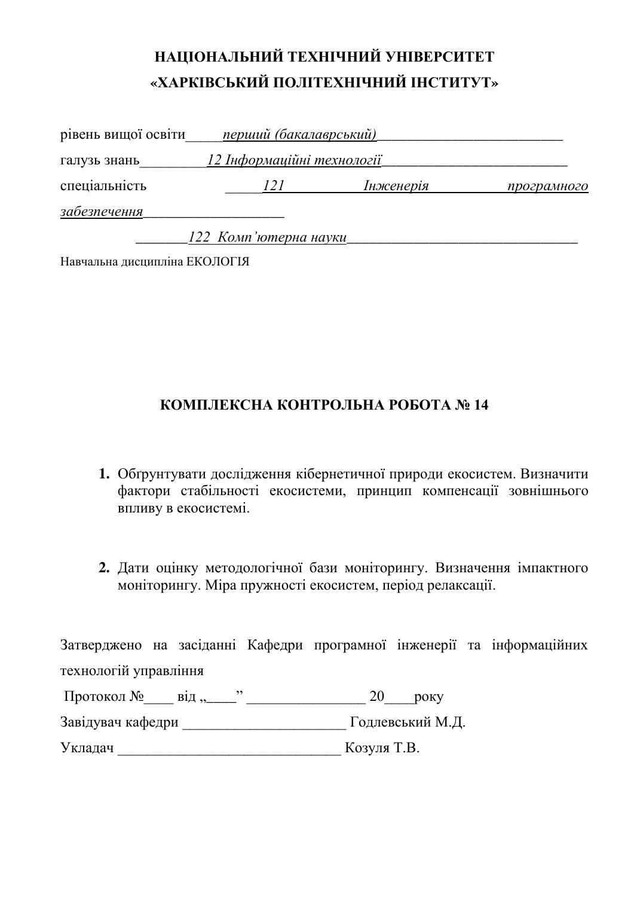# НАЦІОНАЛЬНИЙ ТЕХНІЧНИЙ УНІВЕРСИТЕТ
# «ХАРКІВСЬКИЙ ПОЛІТЕХНІЧНИЙ ІНСТИТУТ»

рівень вищої освіти_____*перший (бакалаврський)*_________________________

галузь знань_________*12 Інформаційні технології*_________________________

спеціальність _____*121 Інженерія програмного забезпечення*___________________

_______*122 Комп'ютерна науки*_______________________________

Навчальна дисципліна ЕКОЛОГІЯ

## КОМПЛЕКСНА КОНТРОЛЬНА РОБОТА № 14

1. Обґрунтувати дослідження кібернетичної природи екосистем. Визначити фактори стабільності екосистеми, принцип компенсації зовнішнього впливу в екосистемі.

2. Дати оцінку методологічної бази моніторингу. Визначення імпактного моніторингу. Міра пружності екосистем, період релаксації.

Затверджено на засіданні Кафедри програмної інженерії та інформаційних технологій управління

Протокол №____ від „____" ________________ 20____року

Завідувач кафедри ______________________ Годлевський М.Д.

Укладач _______________________________ Козуля Т.В.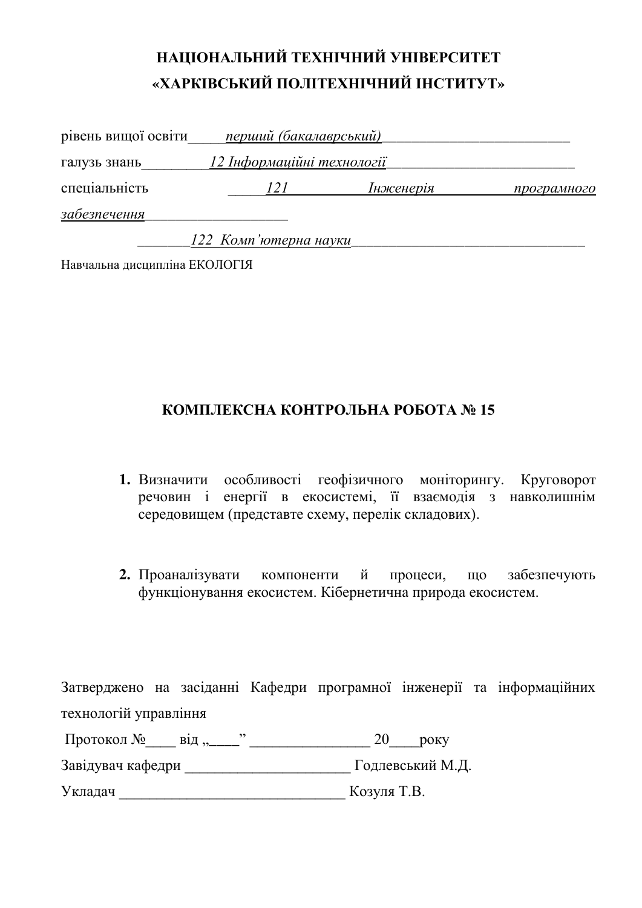**НАЦІОНАЛЬНИЙ ТЕХНІЧНИЙ УНІВЕРСИТЕТ**
**«ХАРКІВСЬКИЙ ПОЛІТЕХНІЧНИЙ ІНСТИТУТ»**

рівень вищої освіти_____*перший (бакалаврський)*_________________________

галузь знань_________*12 Інформаційні технології*_________________________

спеціальність _____*121 Інженерія програмного забезпечення*___________________

_______*122 Комп'ютерна науки*________________________________

Навчальна дисципліна ЕКОЛОГІЯ

## КОМПЛЕКСНА КОНТРОЛЬНА РОБОТА № 15

1. Визначити особливості геофізичного моніторингу. Круговорот речовин і енергії в екосистемі, її взаємодія з навколишнім середовищем (представте схему, перелік складових).

2. Проаналізувати компоненти й процеси, що забезпечують функціонування екосистем. Кібернетична природа екосистем.

Затверджено на засіданні Кафедри програмної інженерії та інформаційних технологій управління

Протокол №____ від „____" ________________ 20____року

Завідувач кафедри ______________________ Годлевський М.Д.

Укладач _______________________________ Козуля Т.В.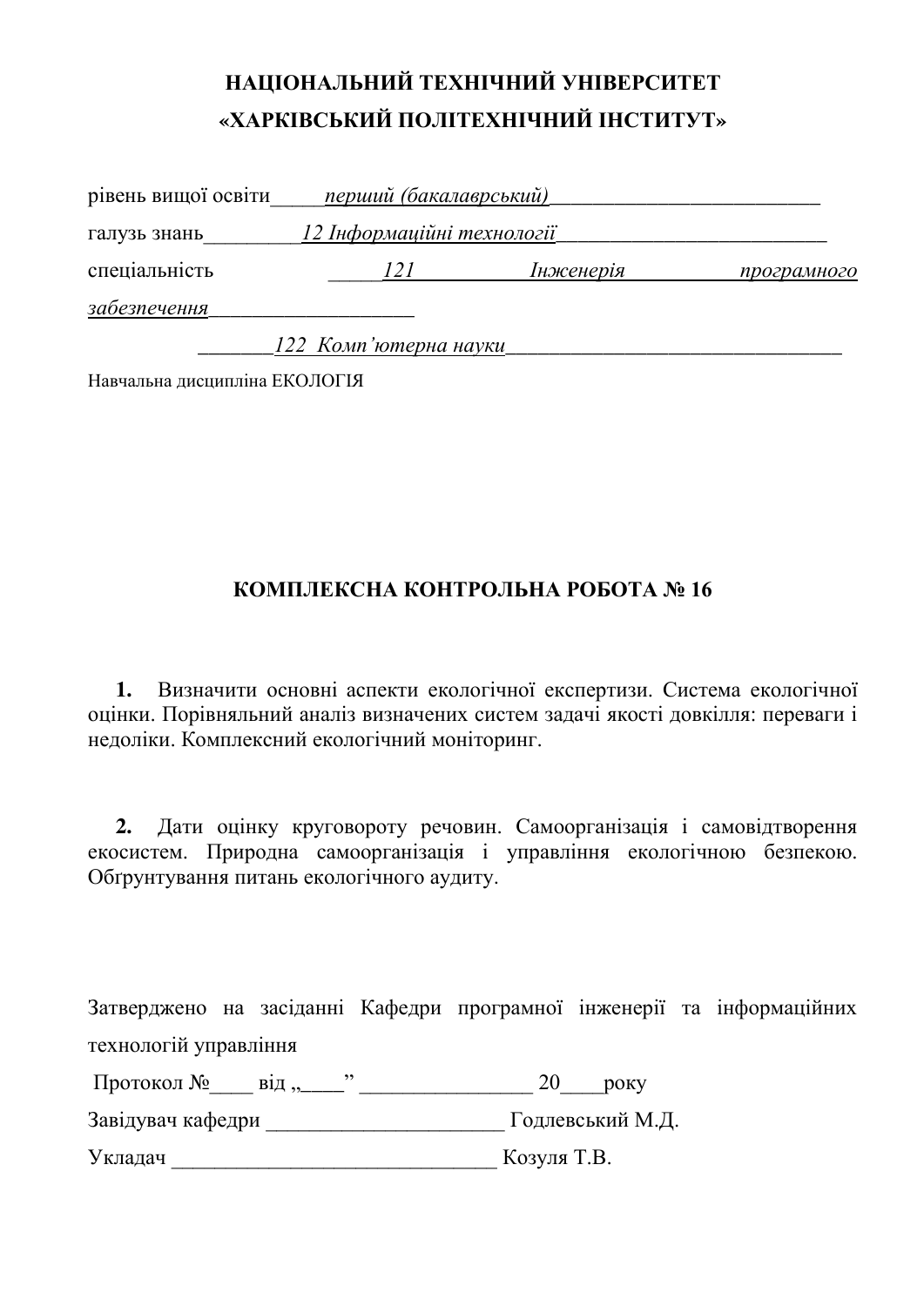**НАЦІОНАЛЬНИЙ ТЕХНІЧНИЙ УНІВЕРСИТЕТ**
**«ХАРКІВСЬКИЙ ПОЛІТЕХНІЧНИЙ ІНСТИТУТ»**

рівень вищої освіти_____*перший (бакалаврський)*_________________________

галузь знань_________*12 Інформаційні технології*_________________________

спеціальність _____*121 Інженерія програмного забезпечення*___________________

_______*122 Комп'ютерна науки*________________________________

Навчальна дисципліна ЕКОЛОГІЯ

## КОМПЛЕКСНА КОНТРОЛЬНА РОБОТА № 16

**1.** Визначити основні аспекти екологічної експертизи. Система екологічної оцінки. Порівняльний аналіз визначених систем задачі якості довкілля: переваги і недоліки. Комплексний екологічний моніторинг.

**2.** Дати оцінку круговороту речовин. Самоорганізація і самовідтворення екосистем. Природна самоорганізація і управління екологічною безпекою. Обгрунтування питань екологічного аудиту.

Затверджено на засіданні Кафедри програмної інженерії та інформаційних технологій управління

Протокол №____ від „____" _______________ 20____року

Завідувач кафедри _____________________ Годлевський М.Д.

Укладач ______________________________ Козуля Т.В.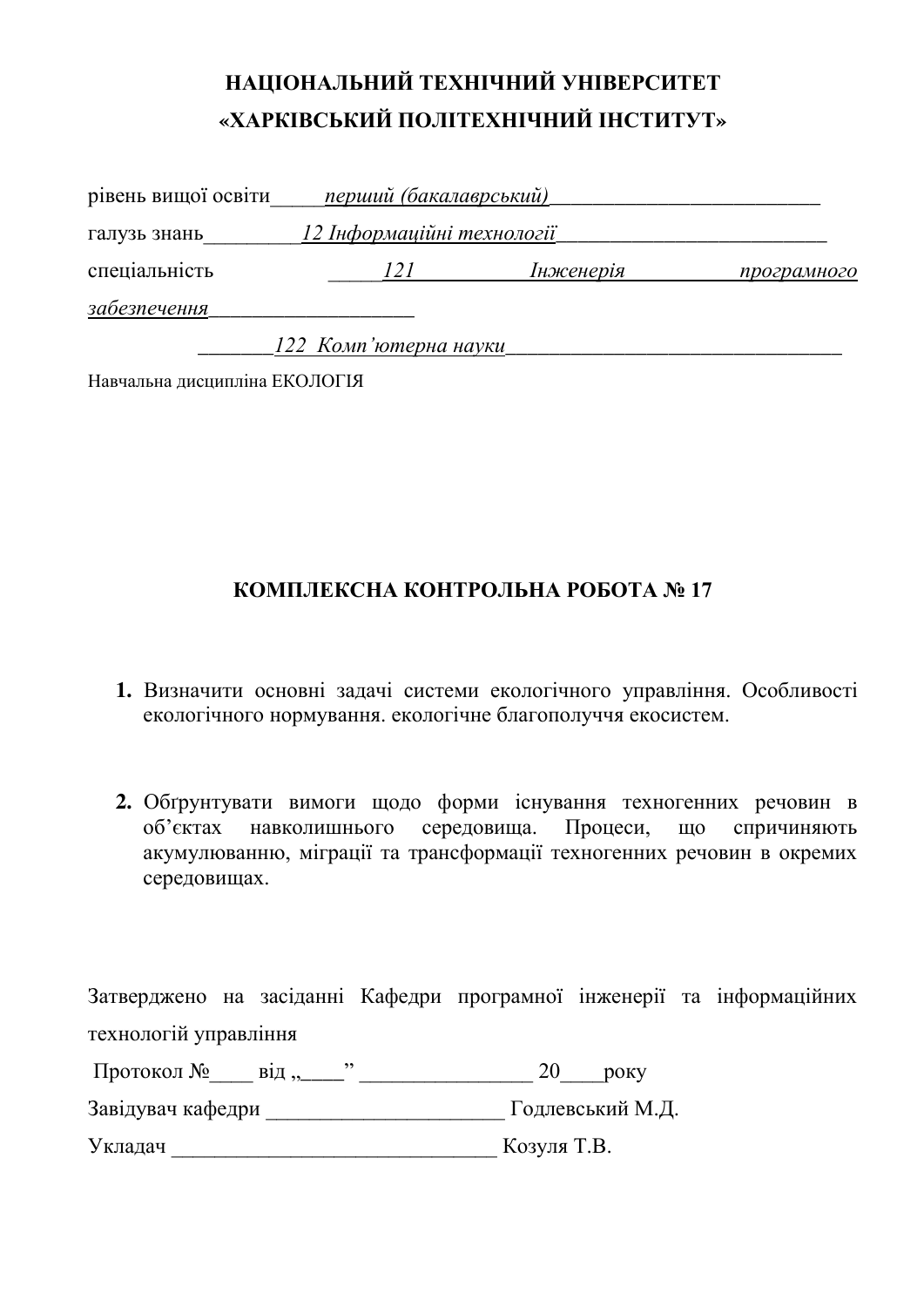**НАЦІОНАЛЬНИЙ ТЕХНІЧНИЙ УНІВЕРСИТЕТ**
**«ХАРКІВСЬКИЙ ПОЛІТЕХНІЧНИЙ ІНСТИТУТ»**

рівень вищої освіти_____*перший (бакалаврський)*_________________________

галузь знань_________*12 Інформаційні технології*_________________________

спеціальність _____*121 Інженерія програмного забезпечення*___________________

_______*122 Комп'ютерна науки*_______________________________

Навчальна дисципліна ЕКОЛОГІЯ

## КОМПЛЕКСНА КОНТРОЛЬНА РОБОТА № 17

**1.** Визначити основні задачі системи екологічного управління. Особливості екологічного нормування. екологічне благополуччя екосистем.

**2.** Обґрунтувати вимоги щодо форми існування техногенних речовин в об'єктах навколишнього середовища. Процеси, що спричиняють акумулюванню, міграції та трансформації техногенних речовин в окремих середовищах.

Затверджено на засіданні Кафедри програмної інженерії та інформаційних технологій управління

Протокол №____ від „____" _______________ 20____року

Завідувач кафедри ______________________ Годлевський М.Д.

Укладач ______________________________ Козуля Т.В.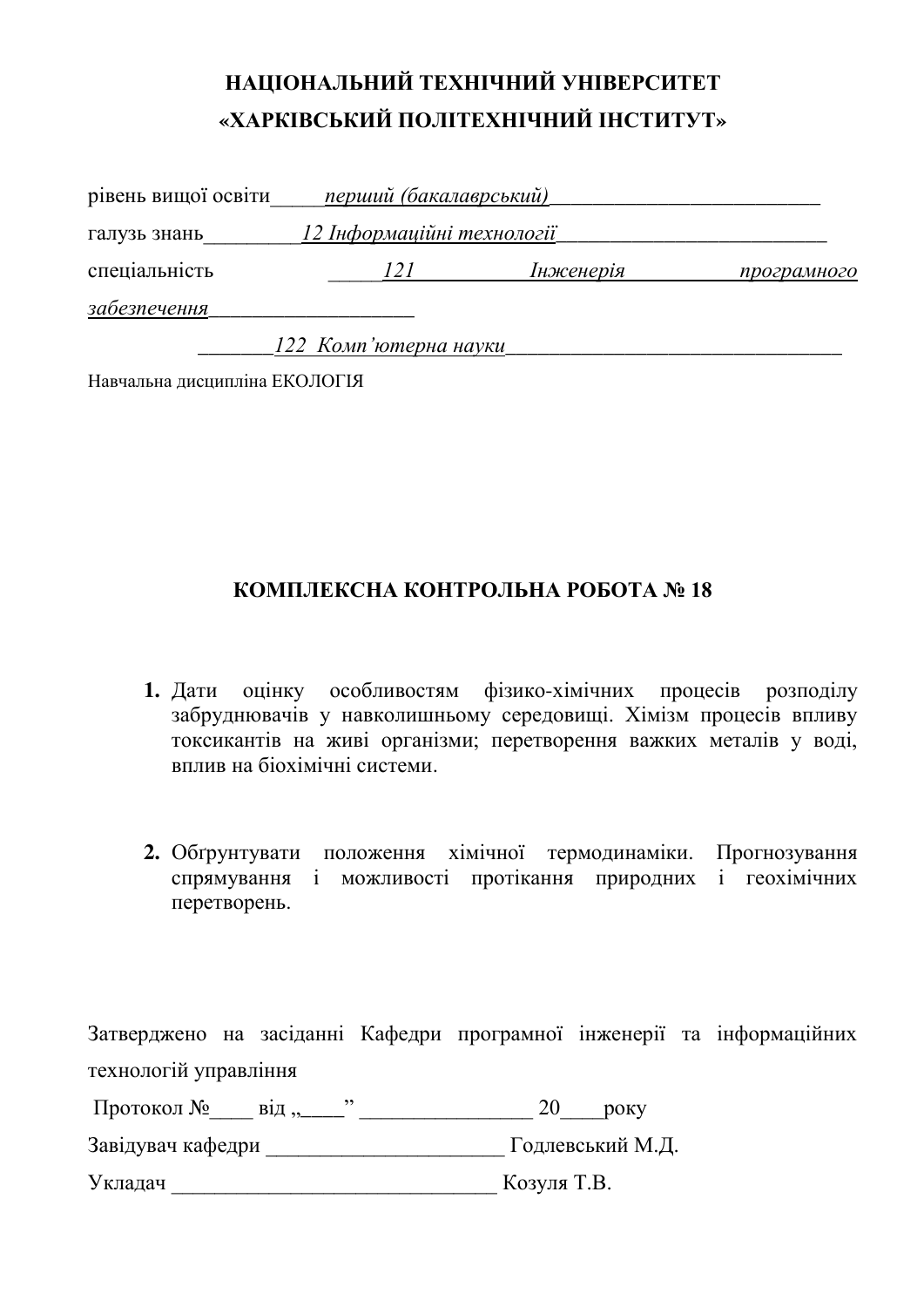# НАЦІОНАЛЬНИЙ ТЕХНІЧНИЙ УНІВЕРСИТЕТ
# «ХАРКІВСЬКИЙ ПОЛІТЕХНІЧНИЙ ІНСТИТУТ»

рівень вищої освіти_____*перший (бакалаврський)*_________________________

галузь знань_________*12 Інформаційні технології*_________________________

спеціальність _____*121 Інженерія програмного забезпечення*___________________

_______*122 Комп'ютерна науки*________________________________

Навчальна дисципліна ЕКОЛОГІЯ

## КОМПЛЕКСНА КОНТРОЛЬНА РОБОТА № 18

1. Дати оцінку особливостям фізико-хімічних процесів розподілу забруднювачів у навколишньому середовищі. Хімізм процесів впливу токсикантів на живі організми; перетворення важких металів у воді, вплив на біохімічні системи.

2. Обґрунтувати положення хімічної термодинаміки. Прогнозування спрямування і можливості протікання природних і геохімічних перетворень.

Затверджено на засіданні Кафедри програмної інженерії та інформаційних технологій управління

Протокол №____ від „____" _______________ 20____року

Завідувач кафедри _____________________ Годлевський М.Д.

Укладач _____________________________ Козуля Т.В.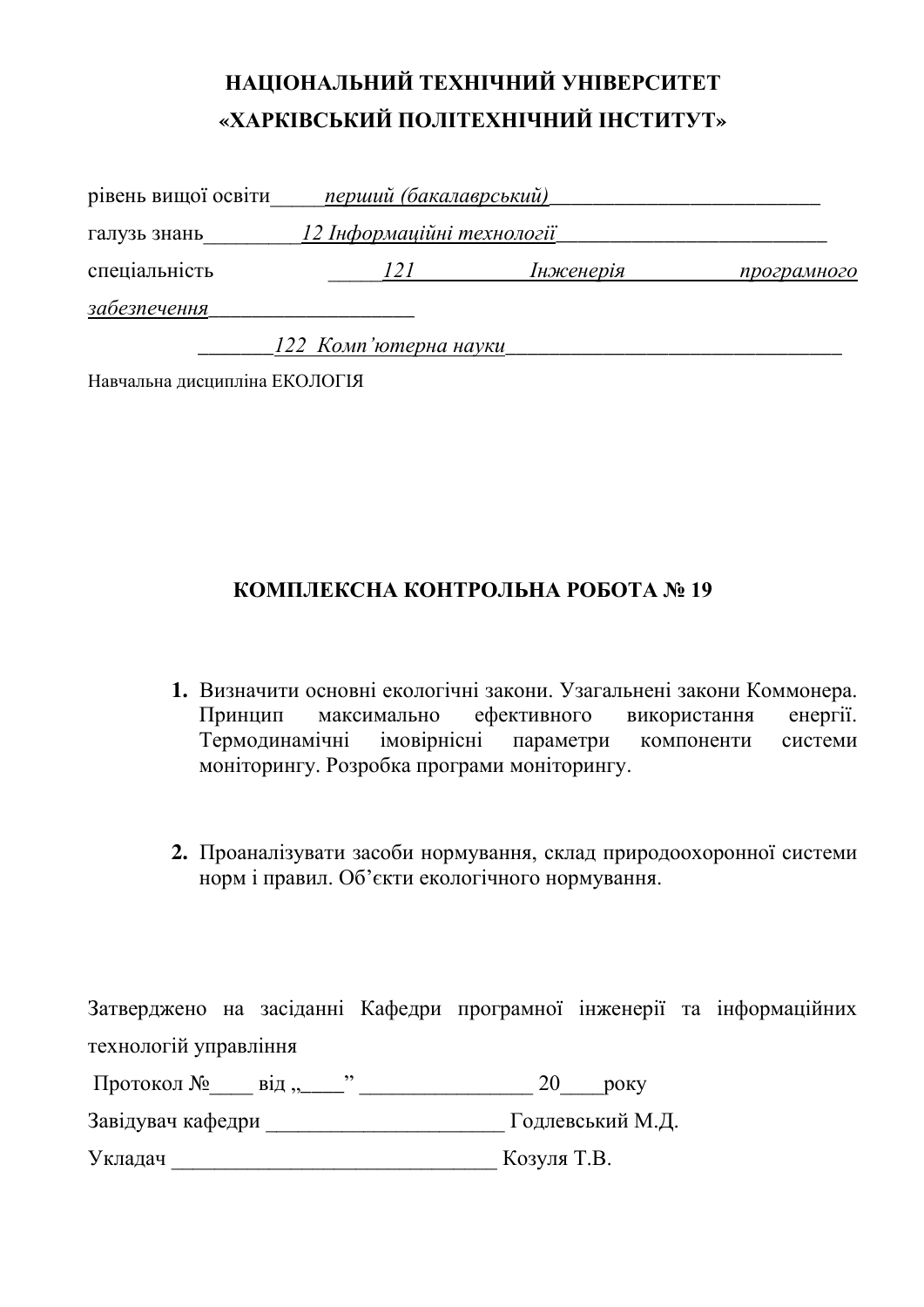**НАЦІОНАЛЬНИЙ ТЕХНІЧНИЙ УНІВЕРСИТЕТ**
**«ХАРКІВСЬКИЙ ПОЛІТЕХНІЧНИЙ ІНСТИТУТ»**

рівень вищої освіти_____*перший (бакалаврський)*__________________________

галузь знань_________*12 Інформаційні технології*__________________________

спеціальність _____*121 Інженерія програмного забезпечення*____________________

_______*122 Комп'ютерна науки*________________________________

Навчальна дисципліна ЕКОЛОГІЯ

**КОМПЛЕКСНА КОНТРОЛЬНА РОБОТА № 19**

1. Визначити основні екологічні закони. Узагальнені закони Коммонера. Принцип максимально ефективного використання енергії. Термодинамічні імовірнісні параметри компоненти системи моніторингу. Розробка програми моніторингу.

2. Проаналізувати засоби нормування, склад природоохоронної системи норм і правил. Об'єкти екологічного нормування.

Затверджено на засіданні Кафедри програмної інженерії та інформаційних технологій управління

Протокол №____ від „____" ________________ 20____року

Завідувач кафедри ______________________ Годлевський М.Д.

Укладач _______________________________ Козуля Т.В.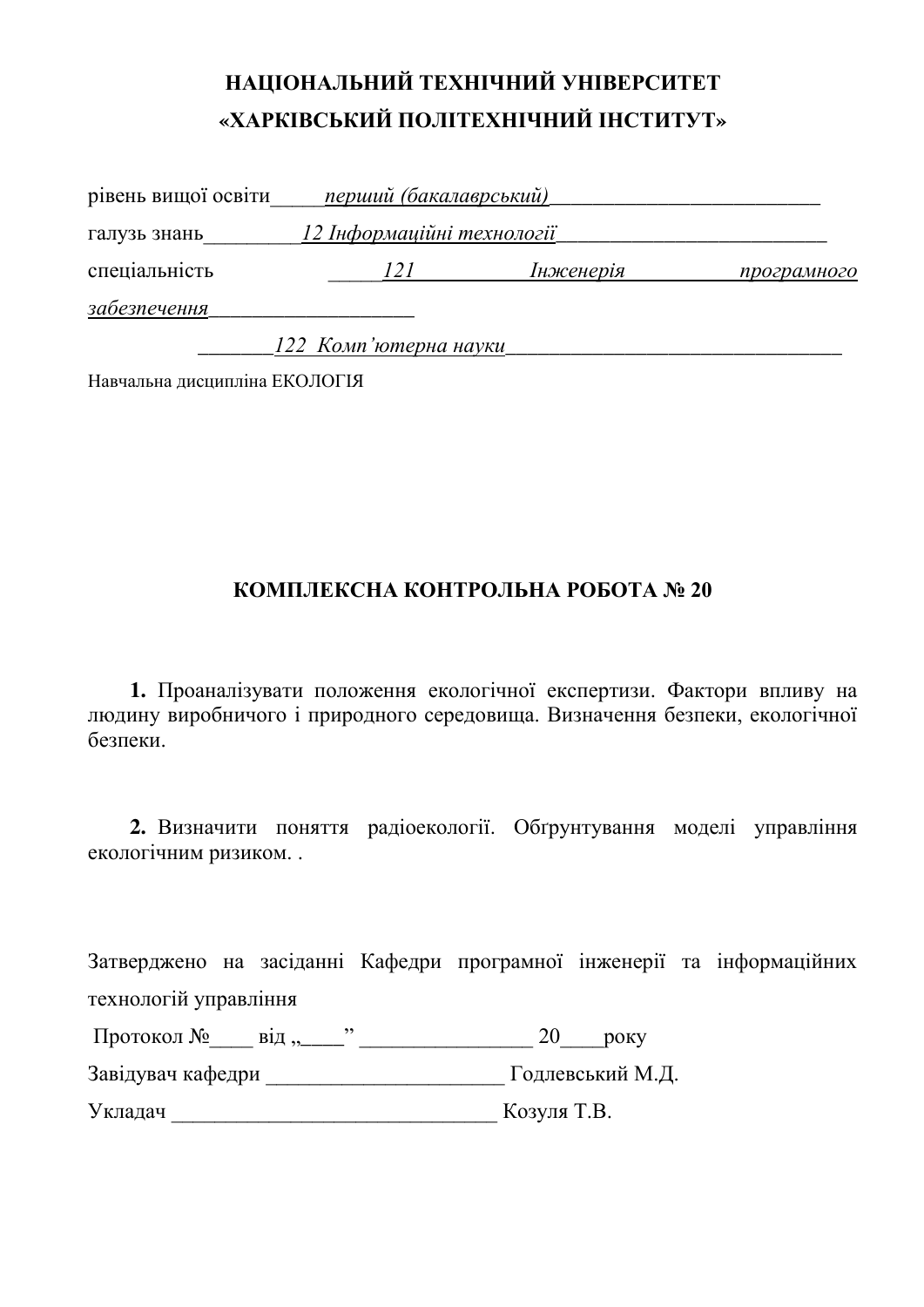**НАЦІОНАЛЬНИЙ ТЕХНІЧНИЙ УНІВЕРСИТЕТ**
**«ХАРКІВСЬКИЙ ПОЛІТЕХНІЧНИЙ ІНСТИТУТ»**

рівень вищої освіти_____*перший (бакалаврський)*_________________________

галузь знань_________*12 Інформаційні технології*_________________________

спеціальність _____*121 Інженерія програмного забезпечення*___________________

_______*122 Комп'ютерна науки*________________________________

Навчальна дисципліна ЕКОЛОГІЯ

## КОМПЛЕКСНА КОНТРОЛЬНА РОБОТА № 20

**1.** Проаналізувати положення екологічної експертизи. Фактори впливу на людину виробничого і природного середовища. Визначення безпеки, екологічної безпеки.

**2.** Визначити поняття радіоекології. Обґрунтування моделі управління екологічним ризиком. .

Затверджено на засіданні Кафедри програмної інженерії та інформаційних технологій управління

Протокол №____ від „____" ________________ 20____року

Завідувач кафедри ______________________ Годлевський М.Д.

Укладач ______________________________ Козуля Т.В.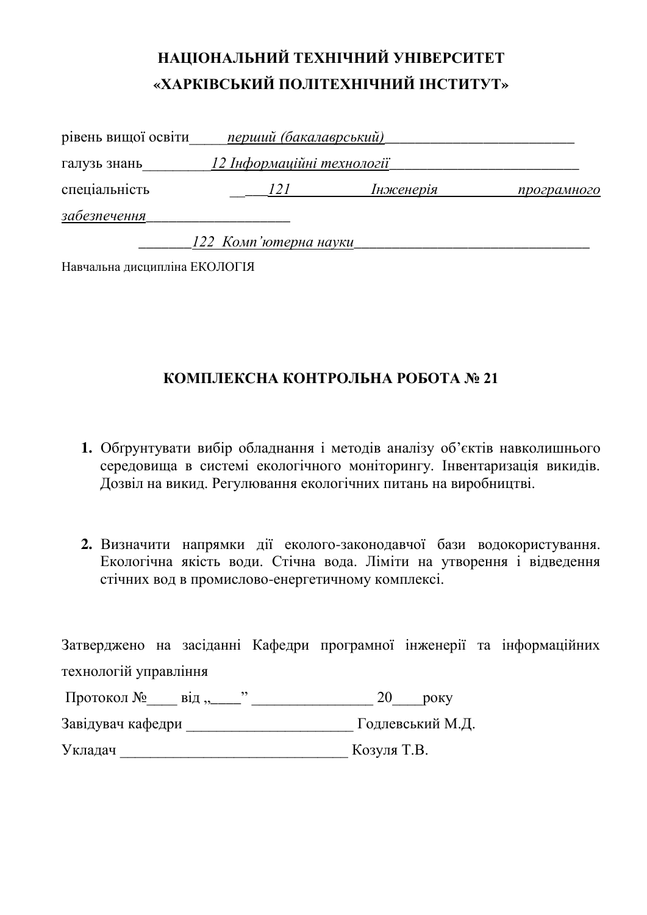**НАЦІОНАЛЬНИЙ ТЕХНІЧНИЙ УНІВЕРСИТЕТ**
**«ХАРКІВСЬКИЙ ПОЛІТЕХНІЧНИЙ ІНСТИТУТ»**

рівень вищої освіти_____*перший (бакалаврський)*_________________________

галузь знань_________*12 Інформаційні технології*_________________________

спеціальність __ ___*121 Інженерія програмного забезпечення*___________________

_______*122 Комп'ютерна науки*________________________________

Навчальна дисципліна ЕКОЛОГІЯ

## КОМПЛЕКСНА КОНТРОЛЬНА РОБОТА № 21

1. Обґрунтувати вибір обладнання і методів аналізу об'єктів навколишнього середовища в системі екологічного моніторингу. Інвентаризація викидів. Дозвіл на викид. Регулювання екологічних питань на виробництві.

2. Визначити напрямки дії еколого-законодавчої бази водокористування. Екологічна якість води. Стічна вода. Ліміти на утворення і відведення стічних вод в промислово-енергетичному комплексі.

Затверджено на засіданні Кафедри програмної інженерії та інформаційних технологій управління

Протокол №____ від „____" ________________ 20____року

Завідувач кафедри ______________________ Годлевський М.Д.

Укладач ______________________________ Козуля Т.В.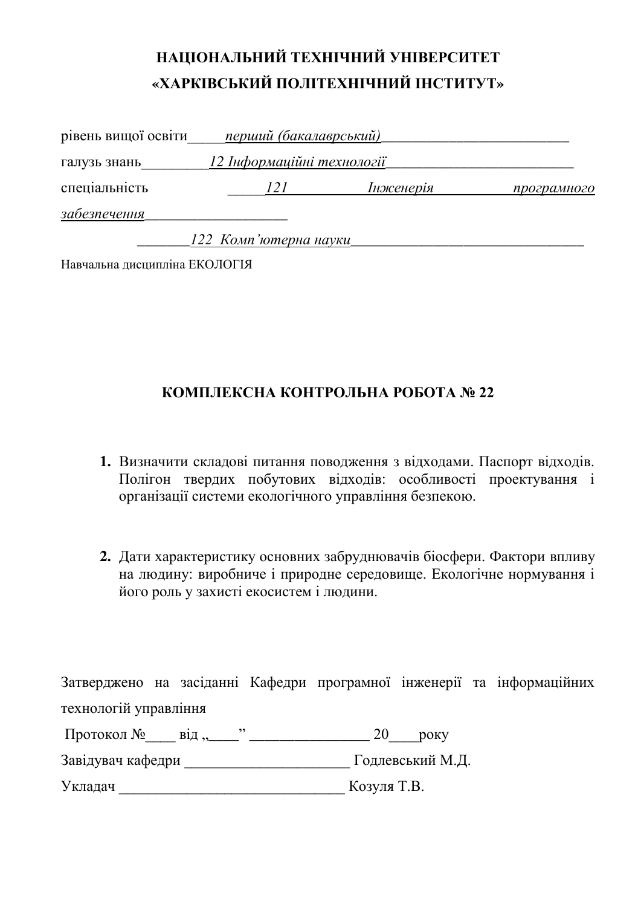**НАЦІОНАЛЬНИЙ ТЕХНІЧНИЙ УНІВЕРСИТЕТ**
**«ХАРКІВСЬКИЙ ПОЛІТЕХНІЧНИЙ ІНСТИТУТ»**

рівень вищої освіти_____*перший (бакалаврський)*_________________________

галузь знань_________*12 Інформаційні технології*_________________________

спеціальність _____*121 Інженерія програмного забезпечення*___________________

_______*122 Комп'ютерна науки*________________________________

Навчальна дисципліна ЕКОЛОГІЯ

**КОМПЛЕКСНА КОНТРОЛЬНА РОБОТА № 22**

1. Визначити складові питання поводження з відходами. Паспорт відходів. Полігон твердих побутових відходів: особливості проектування і організації системи екологічного управління безпекою.

2. Дати характеристику основних забруднювачів біосфери. Фактори впливу на людину: виробниче і природне середовище. Екологічне нормування і його роль у захисті екосистем і людини.

Затверджено на засіданні Кафедри програмної інженерії та інформаційних технологій управління

Протокол №____ від „____" ________________ 20____року

Завідувач кафедри ______________________ Годлевський М.Д.

Укладач _______________________________ Козуля Т.В.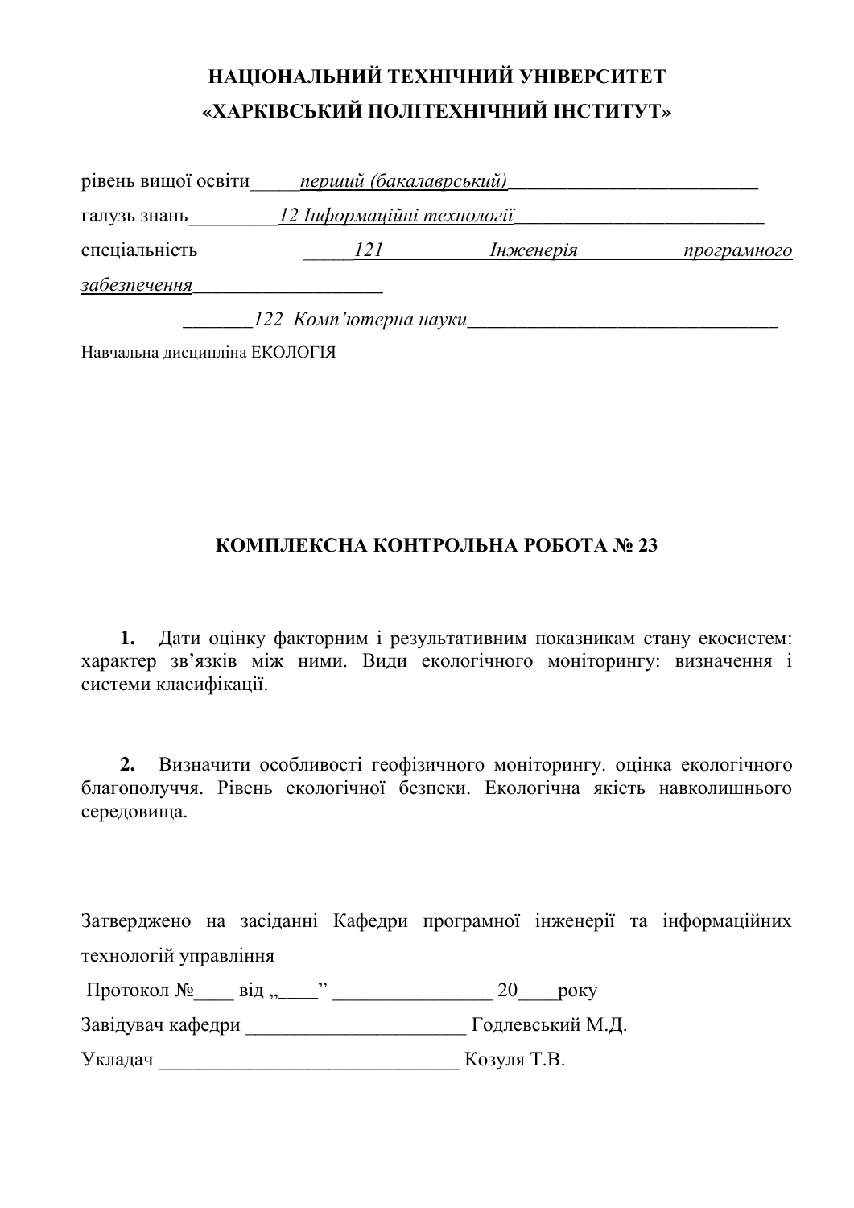**НАЦІОНАЛЬНИЙ ТЕХНІЧНИЙ УНІВЕРСИТЕТ**
**«ХАРКІВСЬКИЙ ПОЛІТЕХНІЧНИЙ ІНСТИТУТ»**

рівень вищої освіти_____*перший (бакалаврський)*_________________________

галузь знань_________*12 Інформаційні технології*_________________________

спеціальність _____*121 Інженерія програмного забезпечення*___________________

_______*122 Комп'ютерна науки*________________________________

Навчальна дисципліна ЕКОЛОГІЯ

**КОМПЛЕКСНА КОНТРОЛЬНА РОБОТА № 23**

**1.** Дати оцінку факторним і результативним показникам стану екосистем: характер зв'язків між ними. Види екологічного моніторингу: визначення і системи класифікації.

**2.** Визначити особливості геофізичного моніторингу. оцінка екологічного благополуччя. Рівень екологічної безпеки. Екологічна якість навколишнього середовища.

Затверджено на засіданні Кафедри програмної інженерії та інформаційних технологій управління

Протокол №____ від „____" ________________ 20____року

Завідувач кафедри ______________________ Годлевський М.Д.

Укладач ______________________________ Козуля Т.В.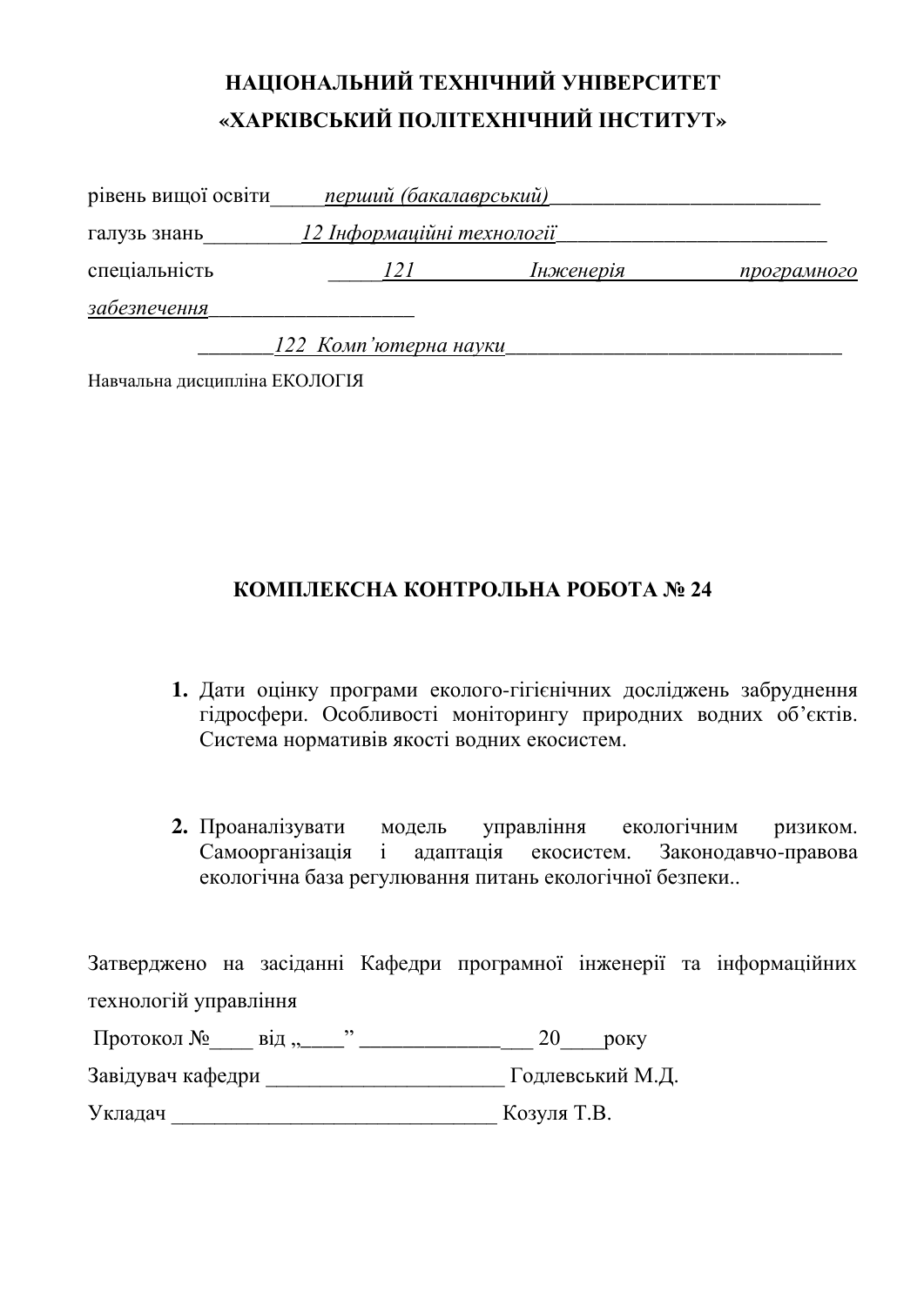**НАЦІОНАЛЬНИЙ ТЕХНІЧНИЙ УНІВЕРСИТЕТ**
**«ХАРКІВСЬКИЙ ПОЛІТЕХНІЧНИЙ ІНСТИТУТ»**

рівень вищої освіти_____*перший (бакалаврський)*________________________

галузь знань_________*12 Інформаційні технології*________________________

спеціальність _____*121 Інженерія програмного забезпечення*___________________

_______*122 Комп'ютерна науки*_______________________________

Навчальна дисципліна ЕКОЛОГІЯ

**КОМПЛЕКСНА КОНТРОЛЬНА РОБОТА № 24**

1. Дати оцінку програми еколого-гігієнічних досліджень забруднення гідросфери. Особливості моніторингу природних водних об'єктів. Система нормативів якості водних екосистем.

2. Проаналізувати модель управління екологічним ризиком. Самоорганізація і адаптація екосистем. Законодавчо-правова екологічна база регулювання питань екологічної безпеки..

Затверджено на засіданні Кафедри програмної інженерії та інформаційних технологій управління

Протокол №____ від „____" _____________ 20____року

Завідувач кафедри ______________________ Годлевський М.Д.

Укладач ______________________________ Козуля Т.В.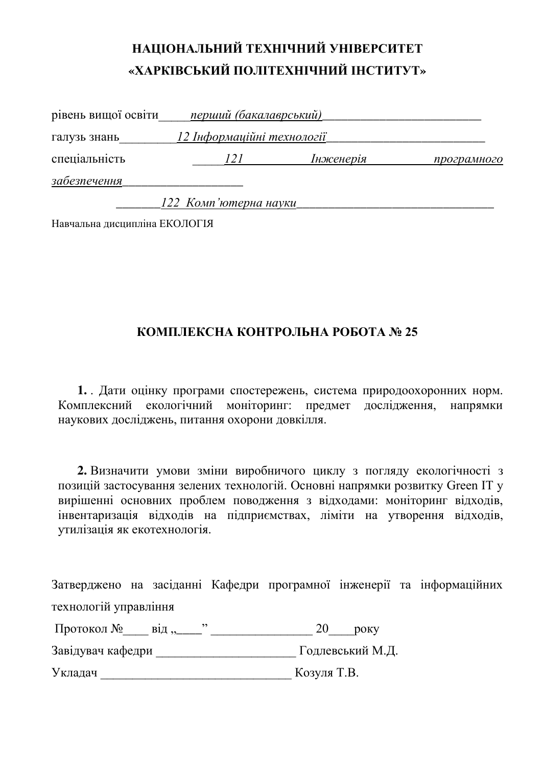**НАЦІОНАЛЬНИЙ ТЕХНІЧНИЙ УНІВЕРСИТЕТ**
**«ХАРКІВСЬКИЙ ПОЛІТЕХНІЧНИЙ ІНСТИТУТ»**

рівень вищої освіти_____*перший (бакалаврський)*__________________________

галузь знань_________*12 Інформаційні технології*_________________________

спеціальність _____*121 Інженерія програмного забезпечення*___________________

_______*122 Комп'ютерна науки*________________________________

Навчальна дисципліна ЕКОЛОГІЯ

## КОМПЛЕКСНА КОНТРОЛЬНА РОБОТА № 25

**1.** . Дати оцінку програми спостережень, система природоохоронних норм. Комплексний екологічний моніторинг: предмет дослідження, напрямки наукових досліджень, питання охорони довкілля.

**2.** Визначити умови зміни виробничого циклу з погляду екологічності з позицій застосування зелених технологій. Основні напрямки розвитку Green IT у вирішенні основних проблем поводження з відходами: моніторинг відходів, інвентаризація відходів на підприємствах, ліміти на утворення відходів, утилізація як екотехнологія.

Затверджено на засіданні Кафедри програмної інженерії та інформаційних технологій управління

Протокол №____ від „____" ________________ 20____року

Завідувач кафедри ______________________ Годлевський М.Д.

Укладач ______________________________ Козуля Т.В.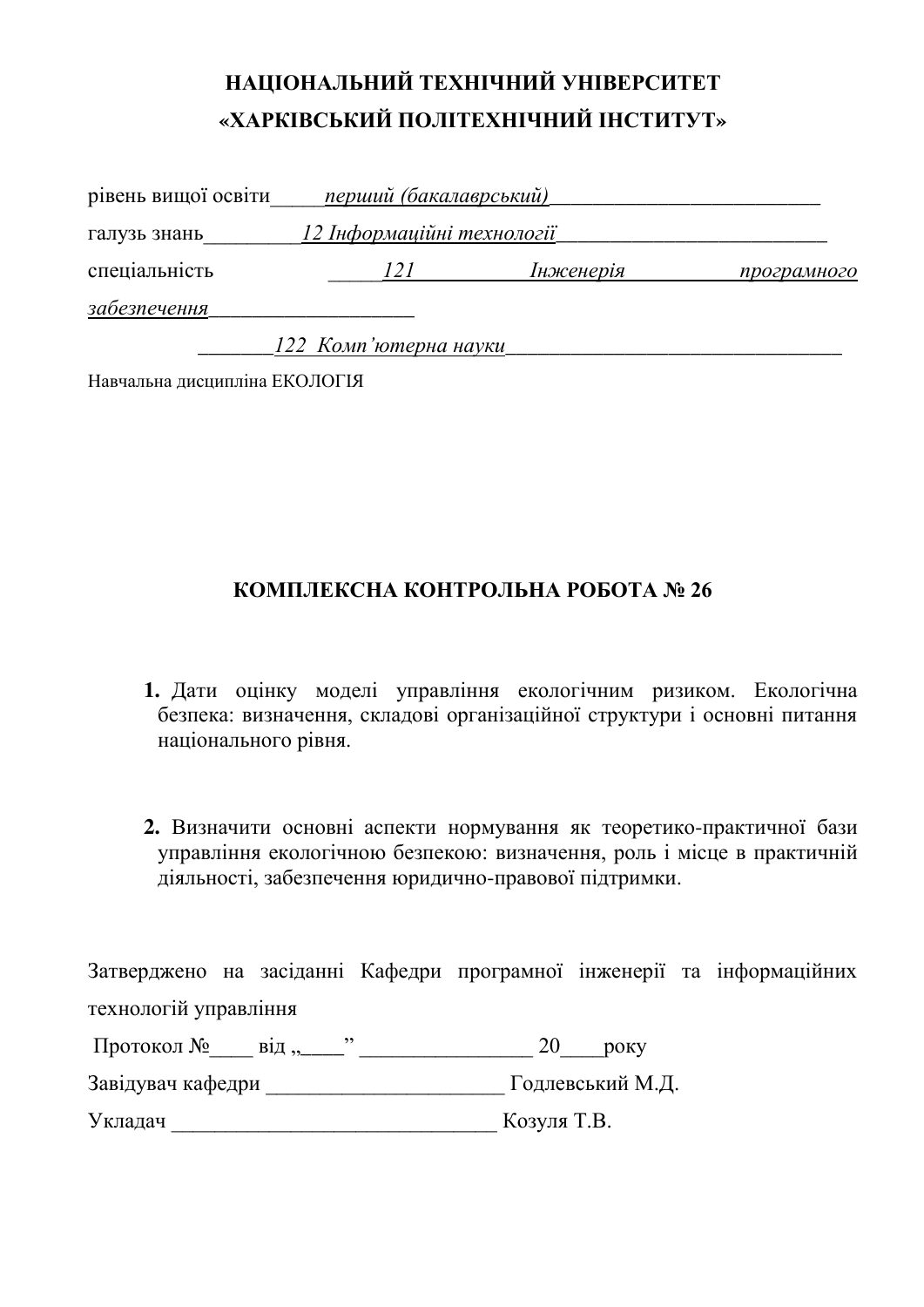**НАЦІОНАЛЬНИЙ ТЕХНІЧНИЙ УНІВЕРСИТЕТ**
**«ХАРКІВСЬКИЙ ПОЛІТЕХНІЧНИЙ ІНСТИТУТ»**

рівень вищої освіти_____*перший (бакалаврський)*_________________________

галузь знань_________*12 Інформаційні технології*_________________________

спеціальність _____*121 Інженерія програмного забезпечення*___________________

_______*122 Комп'ютерна науки*________________________________

Навчальна дисципліна ЕКОЛОГІЯ

## КОМПЛЕКСНА КОНТРОЛЬНА РОБОТА № 26

1. Дати оцінку моделі управління екологічним ризиком. Екологічна безпека: визначення, складові організаційної структури і основні питання національного рівня.

2. Визначити основні аспекти нормування як теоретико-практичної бази управління екологічною безпекою: визначення, роль і місце в практичній діяльності, забезпечення юридично-правової підтримки.

Затверджено на засіданні Кафедри програмної інженерії та інформаційних технологій управління

Протокол №____ від „____" ________________ 20____року

Завідувач кафедри ______________________ Годлевський М.Д.

Укладач ______________________________ Козуля Т.В.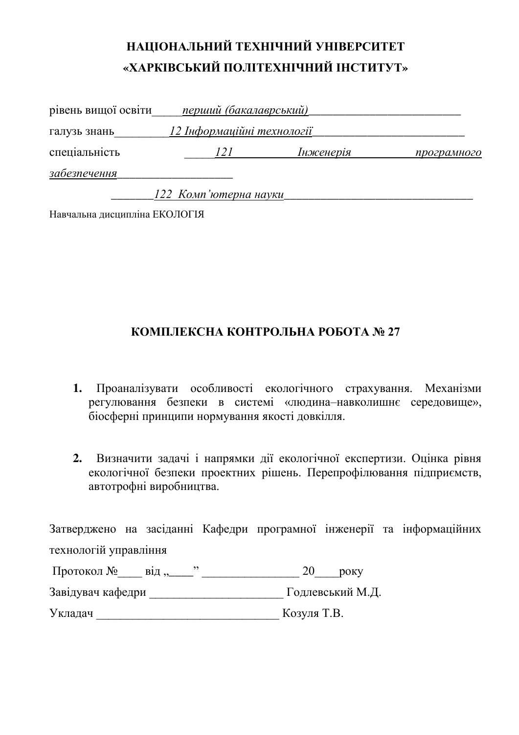**НАЦІОНАЛЬНИЙ ТЕХНІЧНИЙ УНІВЕРСИТЕТ**
**«ХАРКІВСЬКИЙ ПОЛІТЕХНІЧНИЙ ІНСТИТУТ»**

рівень вищої освіти_____*перший (бакалаврський)*_________________________

галузь знань_________*12 Інформаційні технології*_________________________

спеціальність _____*121 Інженерія програмного забезпечення*___________________

_______*122 Комп'ютерна науки*________________________________

Навчальна дисципліна ЕКОЛОГІЯ

**КОМПЛЕКСНА КОНТРОЛЬНА РОБОТА № 27**

1. Проаналізувати особливості екологічного страхування. Механізми регулювання безпеки в системі «людина–навколишнє середовище», біосферні принципи нормування якості довкілля.

2. Визначити задачі і напрямки дії екологічної експертизи. Оцінка рівня екологічної безпеки проектних рішень. Перепрофілювання підприємств, автотрофні виробництва.

Затверджено на засіданні Кафедри програмної інженерії та інформаційних технологій управління

Протокол №____ від „____" ________________ 20____року

Завідувач кафедри ______________________ Годлевський М.Д.

Укладач ______________________________ Козуля Т.В.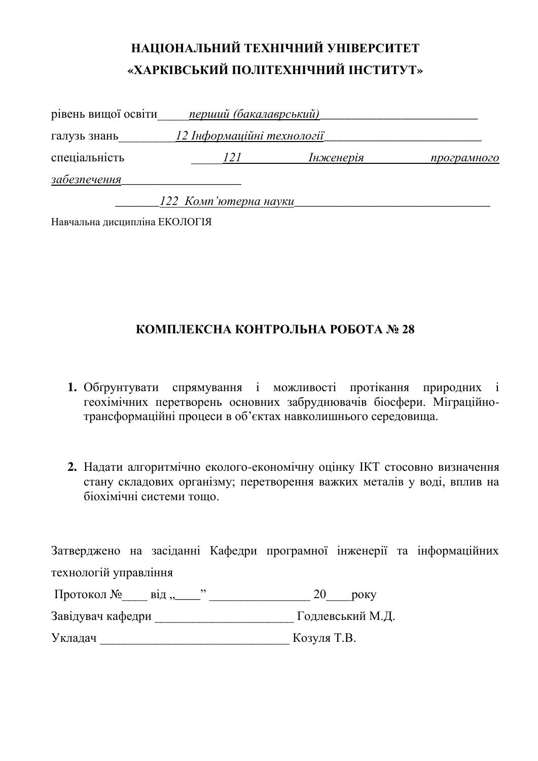**НАЦІОНАЛЬНИЙ ТЕХНІЧНИЙ УНІВЕРСИТЕТ**
**«ХАРКІВСЬКИЙ ПОЛІТЕХНІЧНИЙ ІНСТИТУТ»**

рівень вищої освіти_____*перший (бакалаврський)*_________________________

галузь знань_________*12 Інформаційні технології*_________________________

спеціальність _____*121 Інженерія програмного забезпечення*___________________

_______*122 Комп'ютерна науки*________________________________

Навчальна дисципліна ЕКОЛОГІЯ

## КОМПЛЕКСНА КОНТРОЛЬНА РОБОТА № 28

1. Обґрунтувати спрямування і можливості протікання природних і геохімічних перетворень основних забруднювачів біосфери. Міграційно-трансформаційні процеси в об'єктах навколишнього середовища.

2. Надати алгоритмічно еколого-економічну оцінку ІКТ стосовно визначення стану складових організму; перетворення важких металів у воді, вплив на біохімічні системи тощо.

Затверджено на засіданні Кафедри програмної інженерії та інформаційних технологій управління

Протокол №____ від „____" ________________ 20____року

Завідувач кафедри ______________________ Годлевський М.Д.

Укладач ______________________________ Козуля Т.В.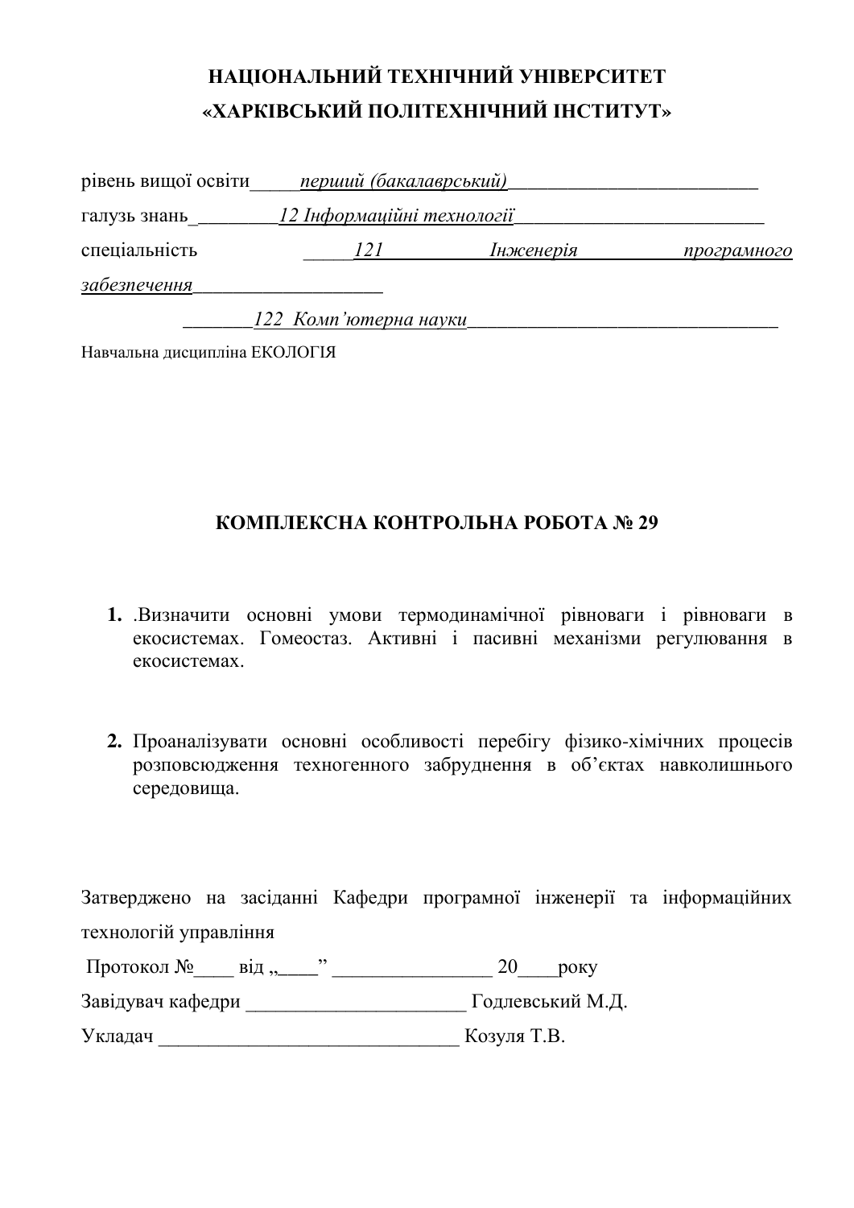**НАЦІОНАЛЬНИЙ ТЕХНІЧНИЙ УНІВЕРСИТЕТ**
**«ХАРКІВСЬКИЙ ПОЛІТЕХНІЧНИЙ ІНСТИТУТ»**

рівень вищої освіти_____*перший (бакалаврський)*_________________________

галузь знань_________*12 Інформаційні технології*_________________________

спеціальність _____*121 Інженерія програмного забезпечення*___________________

_______*122 Комп'ютерна науки*________________________________

Навчальна дисципліна ЕКОЛОГІЯ

## КОМПЛЕКСНА КОНТРОЛЬНА РОБОТА № 29

1. .Визначити основні умови термодинамічної рівноваги і рівноваги в екосистемах. Гомеостаз. Активні і пасивні механізми регулювання в екосистемах.

2. Проаналізувати основні особливості перебігу фізико-хімічних процесів розповсюдження техногенного забруднення в об'єктах навколишнього середовища.

Затверджено на засіданні Кафедри програмної інженерії та інформаційних технологій управління

Протокол №____ від „____" ________________ 20____року

Завідувач кафедри ______________________ Годлевський М.Д.

Укладач ______________________________ Козуля Т.В.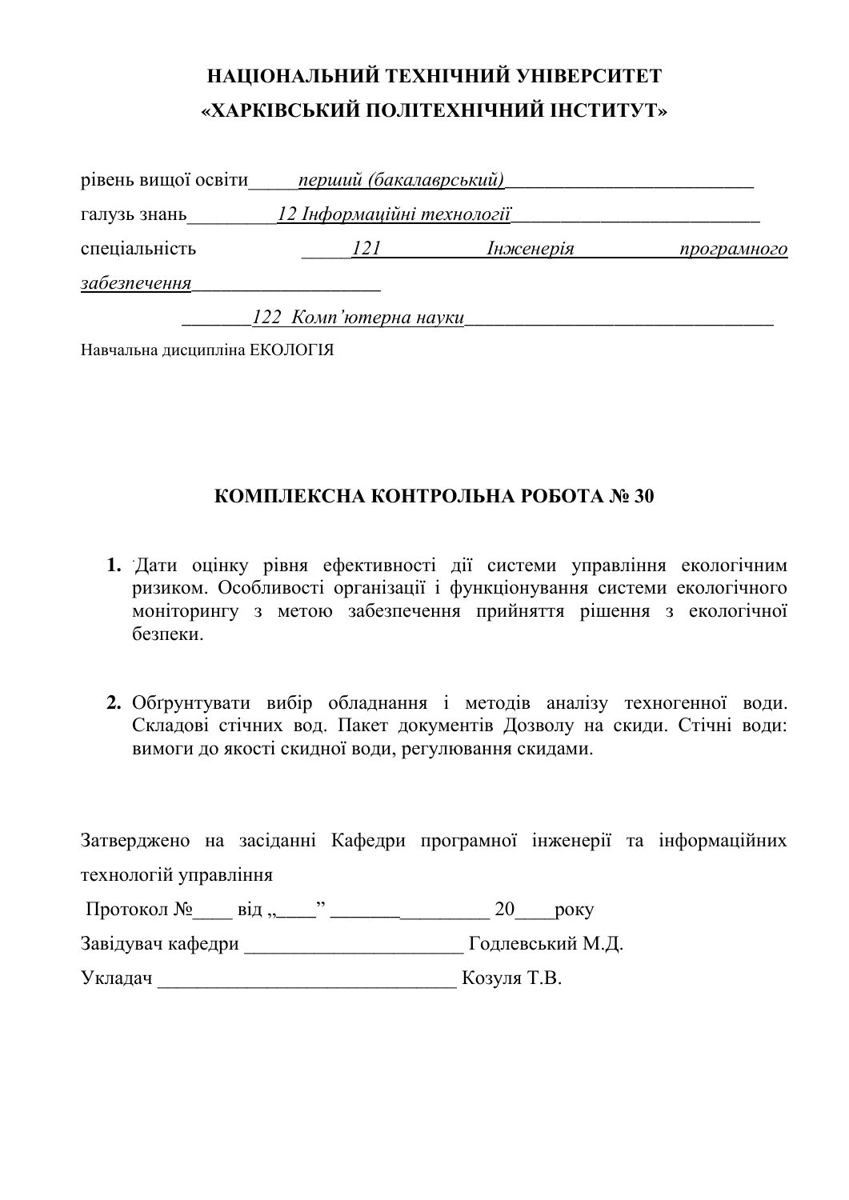**НАЦІОНАЛЬНИЙ ТЕХНІЧНИЙ УНІВЕРСИТЕТ**
**«ХАРКІВСЬКИЙ ПОЛІТЕХНІЧНИЙ ІНСТИТУТ»**

рівень вищої освіти_____*перший (бакалаврський)*__________________________

галузь знань_________*12 Інформаційні технології*__________________________

спеціальність _____*121 Інженерія програмного забезпечення*___________________

_______*122 Комп'ютерна науки*________________________________

Навчальна дисципліна ЕКОЛОГІЯ

## КОМПЛЕКСНА КОНТРОЛЬНА РОБОТА № 30

1. Дати оцінку рівня ефективності дії системи управління екологічним ризиком. Особливості організації і функціонування системи екологічного моніторингу з метою забезпечення прийняття рішення з екологічної безпеки.

2. Обґрунтувати вибір обладнання і методів аналізу техногенної води. Складові стічних вод. Пакет документів Дозволу на скиди. Стічні води: вимоги до якості скидної води, регулювання скидами.

Затверджено на засіданні Кафедри програмної інженерії та інформаційних технологій управління

Протокол №____ від „____" _______________ 20____року

Завідувач кафедри ______________________ Годлевський М.Д.

Укладач ______________________________ Козуля Т.В.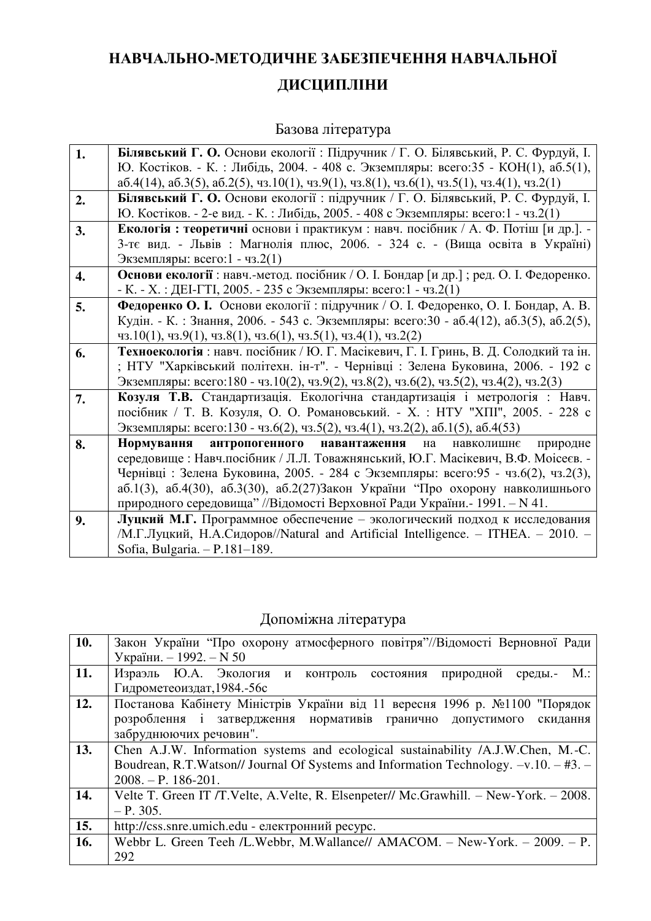# НАВЧАЛЬНО-МЕТОДИЧНЕ ЗАБЕЗПЕЧЕННЯ НАВЧАЛЬНОЇ ДИСЦИПЛІНИ

## Базова література

| | |
|---|---|
| **1.** | **Білявський Г. О.** Основи екології : Підручник / Г. О. Білявський, Р. С. Фурдуй, І. Ю. Костіков. - К. : Либідь, 2004. - 408 с. Экземпляры: всего:35 - КОН(1), аб.5(1), аб.4(14), аб.3(5), аб.2(5), чз.10(1), чз.9(1), чз.8(1), чз.6(1), чз.5(1), чз.4(1), чз.2(1) |
| **2.** | **Білявський Г. О.** Основи екології : підручник / Г. О. Білявський, Р. С. Фурдуй, І. Ю. Костіков. - 2-е вид. - К. : Либідь, 2005. - 408 с Экземпляры: всего:1 - чз.2(1) |
| **3.** | **Екологія : теоретичні** основи і практикум : навч. посібник / А. Ф. Потіш [и др.]. - 3-тє вид. - Львів : Магнолія плюс, 2006. - 324 с. - (Вища освіта в Україні) Экземпляры: всего:1 - чз.2(1) |
| **4.** | **Основи екології** : навч.-метод. посібник / О. І. Бондар [и др.] ; ред. О. І. Федоренко. - К. - Х. : ДЕІ-ГТІ, 2005. - 235 с Экземпляры: всего:1 - чз.2(1) |
| **5.** | **Федоренко О. І.** Основи екології : підручник / О. І. Федоренко, О. І. Бондар, А. В. Кудін. - К. : Знання, 2006. - 543 с. Экземпляры: всего:30 - аб.4(12), аб.3(5), аб.2(5), чз.10(1), чз.9(1), чз.8(1), чз.6(1), чз.5(1), чз.4(1), чз.2(2) |
| **6.** | **Техноекологія** : навч. посібник / Ю. Г. Масікевич, Г. І. Гринь, В. Д. Солодкий та ін. ; НТУ "Харківський політехн. ін-т". - Чернівці : Зелена Буковина, 2006. - 192 с Экземпляры: всего:180 - чз.10(2), чз.9(2), чз.8(2), чз.6(2), чз.5(2), чз.4(2), чз.2(3) |
| **7.** | **Козуля Т.В.** Стандартизація. Екологічна стандартизація і метрологія : Навч. посібник / Т. В. Козуля, О. О. Романовський. - Х. : НТУ "ХПІ", 2005. - 228 с Экземпляры: всего:130 - чз.6(2), чз.5(2), чз.4(1), чз.2(2), аб.1(5), аб.4(53) |
| **8.** | **Нормування антропогенного навантаження** на навколишнє природне середовище : Навч.посібник / Л.Л. Товажнянський, Ю.Г. Масікевич, В.Ф. Моісеєв. - Чернівці : Зелена Буковина, 2005. - 284 с Экземпляры: всего:95 - чз.6(2), чз.2(3), аб.1(3), аб.4(30), аб.3(30), аб.2(27)Закон України "Про охорону навколишнього природного середовища" //Відомості Верховної Ради України.- 1991. – N 41. |
| **9.** | **Луцкий М.Г.** Программное обеспечение – экологический подход к исследования /М.Г.Луцкий, Н.А.Сидоров//Natural and Artificial Intelligence. – ITHEA. – 2010. – Sofia, Bulgaria. – P.181–189. |

## Допоміжна література

| | |
|---|---|
| **10.** | Закон України "Про охорону атмосферного повітря"//Відомості Верновної Ради України. – 1992. – N 50 |
| **11.** | Израэль Ю.А. Экология и контроль состояния природной среды.- М.: Гидрометеоиздат,1984.-56с |
| **12.** | Постанова Кабінету Міністрів України від 11 вересня 1996 р. №1100 "Порядок розроблення і затвердження нормативів гранично допустимого скидання забруднюючих речовин". |
| **13.** | Chen A.J.W. Information systems and ecological sustainability /A.J.W.Chen, M.-C. Boudrean, R.T.Watson// Journal Of Systems and Information Technology. –v.10. – #3. – 2008. – P. 186-201. |
| **14.** | Velte T. Green IT /T.Velte, A.Velte, R. Elsenpeter// Mc.Grawhill. – New-York. – 2008. – P. 305. |
| **15.** | http://css.snre.umich.edu - електронний ресурс. |
| **16.** | Webbr L. Green Teeh /L.Webbr, M.Wallance// AMACOM. – New-York. – 2009. – P. 292 |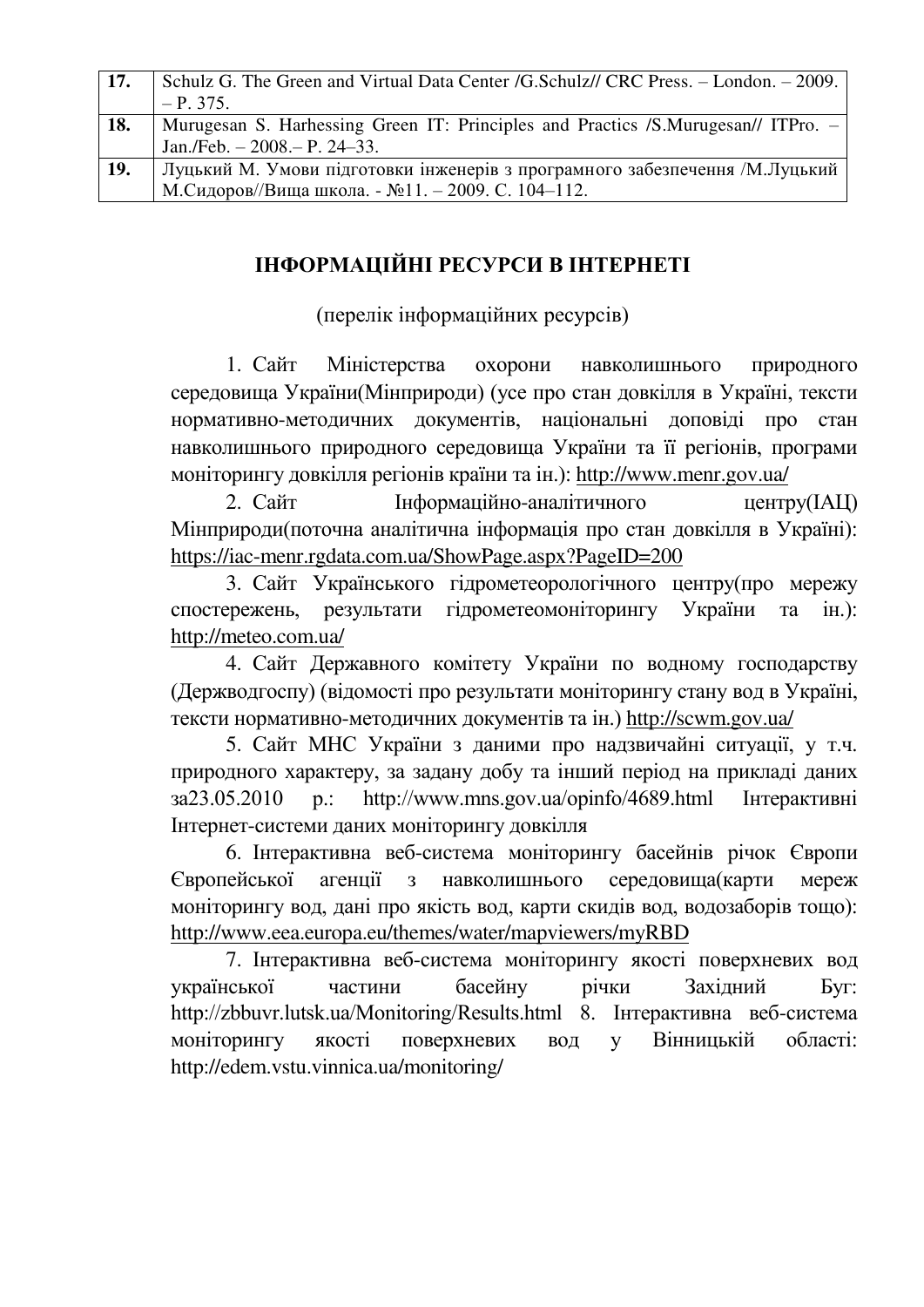| | |
|---|---|
| **17.** | Schulz G. The Green and Virtual Data Center /G.Schulz// CRC Press. – London. – 2009. – P. 375. |
| **18.** | Murugesan S. Harhessing Green IT: Principles and Practics /S.Murugesan// ITPro. – Jan./Feb. – 2008.– P. 24–33. |
| **19.** | Луцький М. Умови підготовки інженерів з програмного забезпечення /М.Луцький М.Сидоров//Вища школа. - №11. – 2009. С. 104–112. |

## ІНФОРМАЦІЙНІ РЕСУРСИ В ІНТЕРНЕТІ

(перелік інформаційних ресурсів)

1. Сайт Міністерства охорони навколишнього природного середовища України(Мінприроди) (усе про стан довкілля в Україні, тексти нормативно-методичних документів, національні доповіді про стан навколишнього природного середовища України та її регіонів, програми моніторингу довкілля регіонів країни та ін.): http://www.menr.gov.ua/

2. Сайт Інформаційно-аналітичного центру(ІАЦ) Мінприроди(поточна аналітична інформація про стан довкілля в Україні): https://iac-menr.rgdata.com.ua/ShowPage.aspx?PageID=200

3. Сайт Українського гідрометеорологічного центру(про мережу спостережень, результати гідрометеомоніторингу України та ін.): http://meteo.com.ua/

4. Сайт Державного комітету України по водному господарству (Держводгоспу) (відомості про результати моніторингу стану вод в Україні, тексти нормативно-методичних документів та ін.) http://scwm.gov.ua/

5. Сайт МНС України з даними про надзвичайні ситуації, у т.ч. природного характеру, за задану добу та інший період на прикладі даних за23.05.2010 р.: http://www.mns.gov.ua/opinfo/4689.html Інтерактивні Інтернет-системи даних моніторингу довкілля

6. Інтерактивна веб-система моніторингу басейнів річок Європи Європейської агенції з навколишнього середовища(карти мереж моніторингу вод, дані про якість вод, карти скидів вод, водозаборів тощо): http://www.eea.europa.eu/themes/water/mapviewers/myRBD

7. Інтерактивна веб-система моніторингу якості поверхневих вод української частини басейну річки Західний Буг: http://zbbuvr.lutsk.ua/Monitoring/Results.html 8. Інтерактивна веб-система моніторингу якості поверхневих вод у Вінницькій області: http://edem.vstu.vinnica.ua/monitoring/